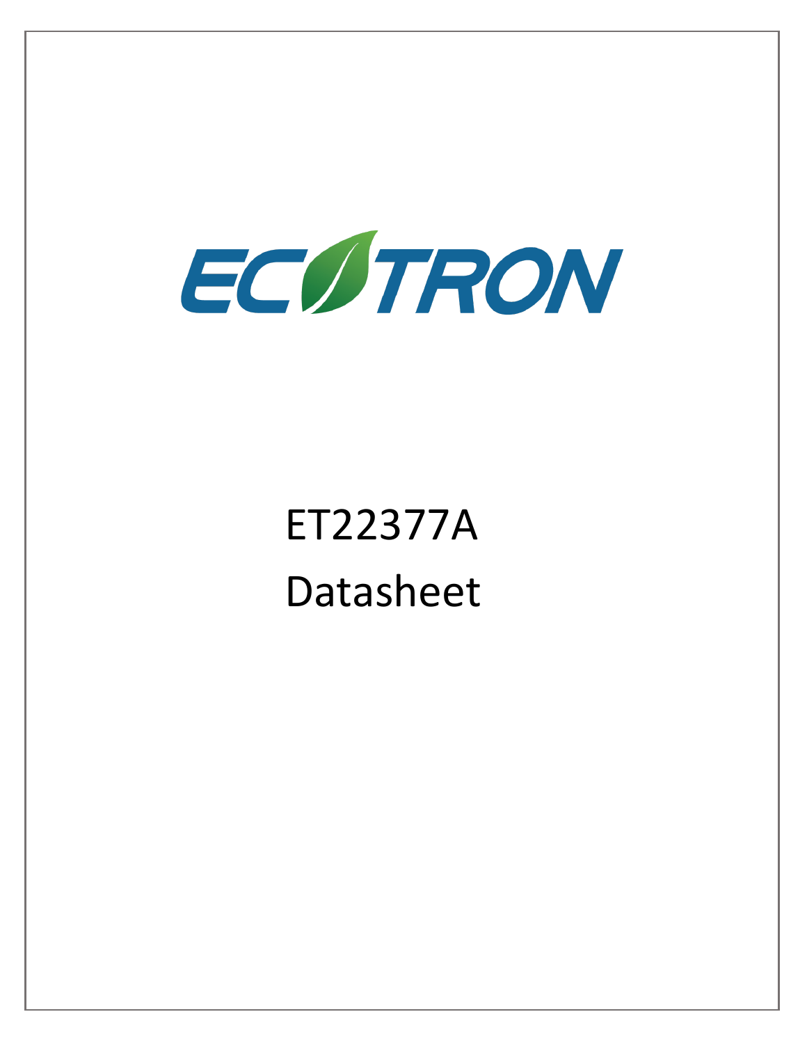ECOTRON

# ET22377A Datasheet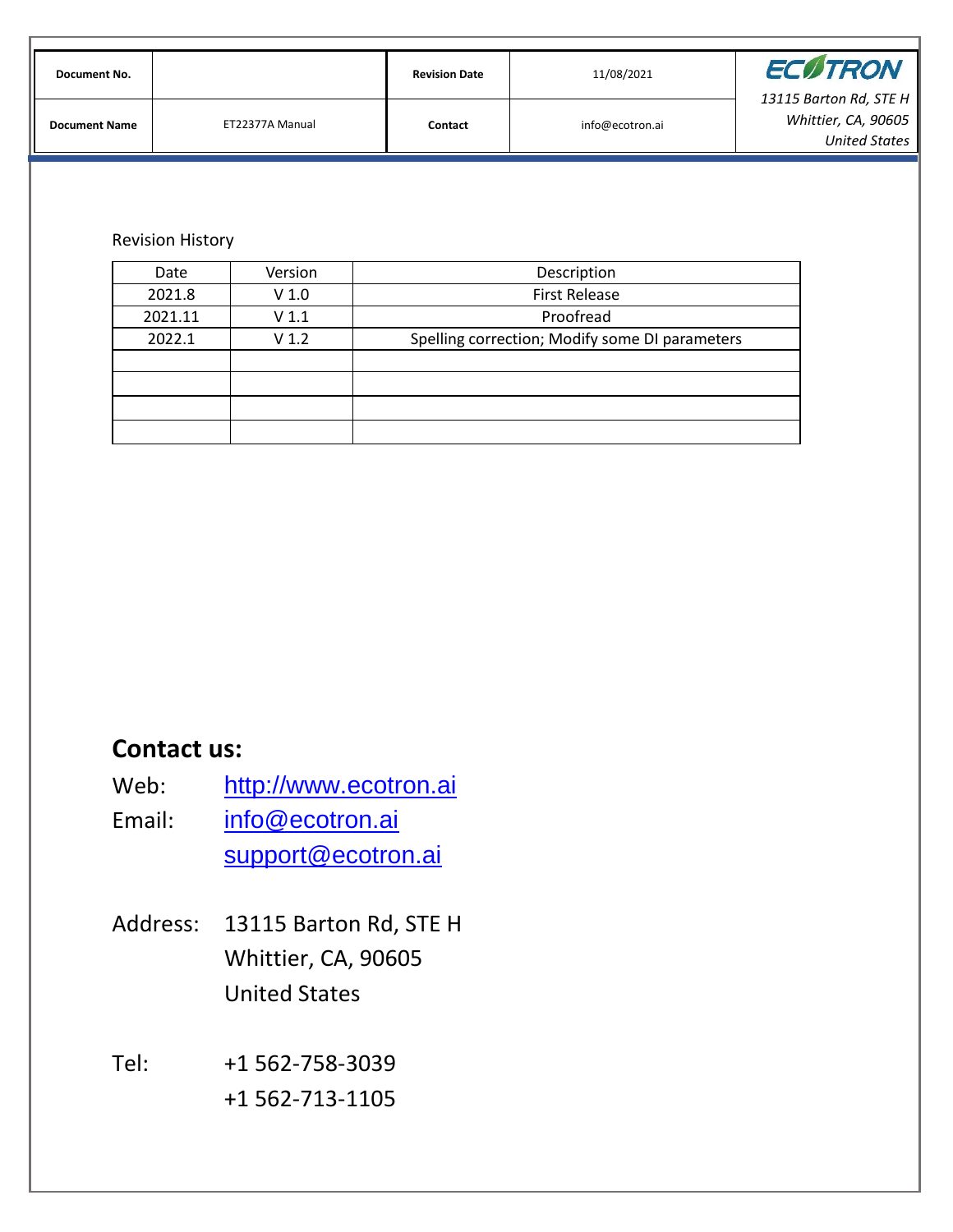Revision History

| Date | Version | Description |
| --- | --- | --- |
| 2021.8 | V 1.0 | First Release |
| 2021.11 | V 1.1 | Proofread |
| 2022.1 | V 1.2 | Spelling correction; Modify some DI parameters |
| | | |
| | | |
| | | |
| | | |

## Contact us:

Web: http://www.ecotron.ai

Email: info@ecotron.ai
support@ecotron.ai

Address: 13115 Barton Rd, STE H
Whittier, CA, 90605
United States

Tel: +1 562-758-3039
+1 562-713-1105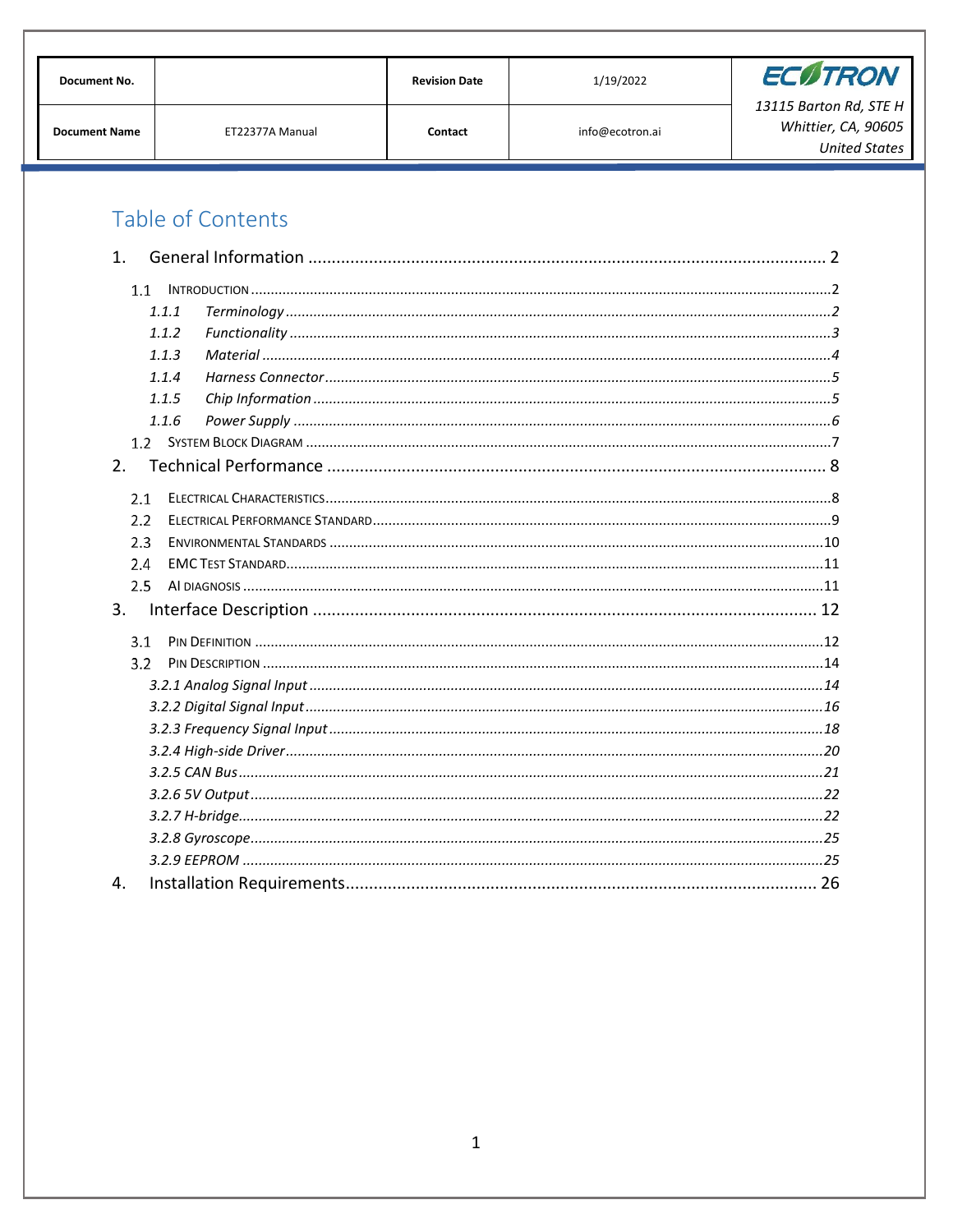| Document No. | | Revision Date | 1/19/2022 | ECOTRON |
| --- | --- | --- | --- | --- |
| Document Name | ET22377A Manual | Contact | info@ecotron.ai | *13115 Barton Rd, STE H Whittier, CA, 90605 United States* |

# Table of Contents

1. General Information ........ 2
   - 1.1 Introduction ........ 2
     - *1.1.1 Terminology* ........ 2
     - *1.1.2 Functionality* ........ 3
     - *1.1.3 Material* ........ 4
     - *1.1.4 Harness Connector* ........ 5
     - *1.1.5 Chip Information* ........ 5
     - *1.1.6 Power Supply* ........ 6
   - 1.2 System Block Diagram ........ 7
2. Technical Performance ........ 8
   - 2.1 Electrical Characteristics ........ 8
   - 2.2 Electrical Performance Standard ........ 9
   - 2.3 Environmental Standards ........ 10
   - 2.4 EMC Test Standard ........ 11
   - 2.5 AI diagnosis ........ 11
3. Interface Description ........ 12
   - 3.1 Pin Definition ........ 12
   - 3.2 Pin Description ........ 14
     - *3.2.1 Analog Signal Input* ........ 14
     - *3.2.2 Digital Signal Input* ........ 16
     - *3.2.3 Frequency Signal Input* ........ 18
     - *3.2.4 High-side Driver* ........ 20
     - *3.2.5 CAN Bus* ........ 21
     - *3.2.6 5V Output* ........ 22
     - *3.2.7 H-bridge* ........ 22
     - *3.2.8 Gyroscope* ........ 25
     - *3.2.9 EEPROM* ........ 25
4. Installation Requirements ........ 26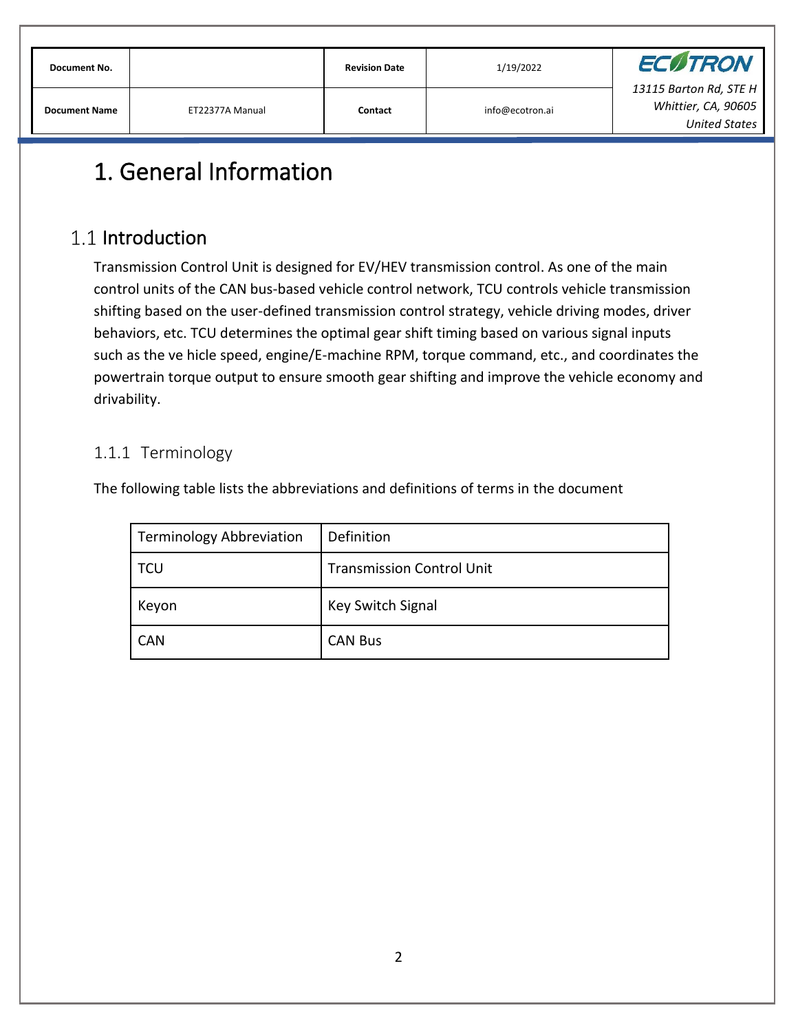# 1. General Information

## 1.1 Introduction

Transmission Control Unit is designed for EV/HEV transmission control. As one of the main control units of the CAN bus-based vehicle control network, TCU controls vehicle transmission shifting based on the user-defined transmission control strategy, vehicle driving modes, driver behaviors, etc. TCU determines the optimal gear shift timing based on various signal inputs such as the ve hicle speed, engine/E-machine RPM, torque command, etc., and coordinates the powertrain torque output to ensure smooth gear shifting and improve the vehicle economy and drivability.

### 1.1.1 Terminology

The following table lists the abbreviations and definitions of terms in the document

| Terminology Abbreviation | Definition |
|---|---|
| TCU | Transmission Control Unit |
| Keyon | Key Switch Signal |
| CAN | CAN Bus |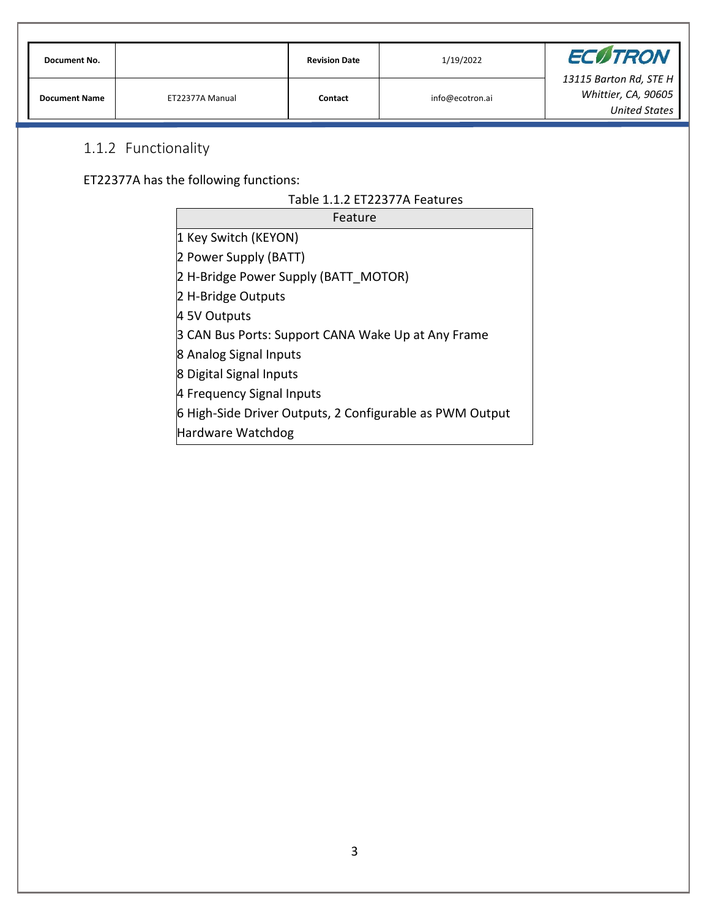### 1.1.2 Functionality

ET22377A has the following functions:

Table 1.1.2 ET22377A Features

| Feature |
|---|
| 1 Key Switch (KEYON) |
| 2 Power Supply (BATT) |
| 2 H-Bridge Power Supply (BATT_MOTOR) |
| 2 H-Bridge Outputs |
| 4 5V Outputs |
| 3 CAN Bus Ports: Support CANA Wake Up at Any Frame |
| 8 Analog Signal Inputs |
| 8 Digital Signal Inputs |
| 4 Frequency Signal Inputs |
| 6 High-Side Driver Outputs, 2 Configurable as PWM Output |
| Hardware Watchdog |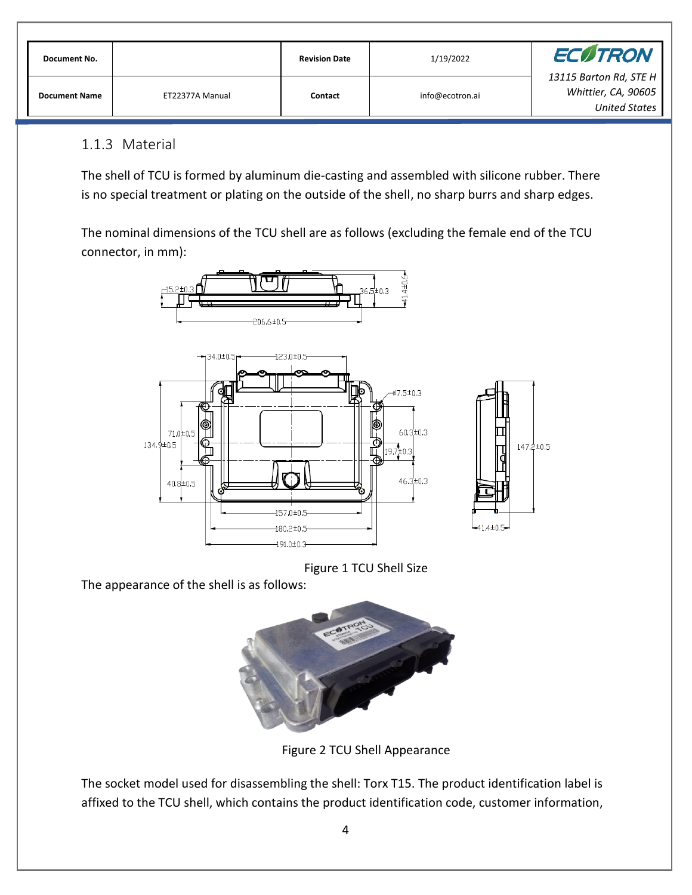### 1.1.3 Material

The shell of TCU is formed by aluminum die-casting and assembled with silicone rubber. There is no special treatment or plating on the outside of the shell, no sharp burrs and sharp edges.

The nominal dimensions of the TCU shell are as follows (excluding the female end of the TCU connector, in mm):

Figure 1 TCU Shell Size

The appearance of the shell is as follows:

Figure 2 TCU Shell Appearance

The socket model used for disassembling the shell: Torx T15. The product identification label is affixed to the TCU shell, which contains the product identification code, customer information,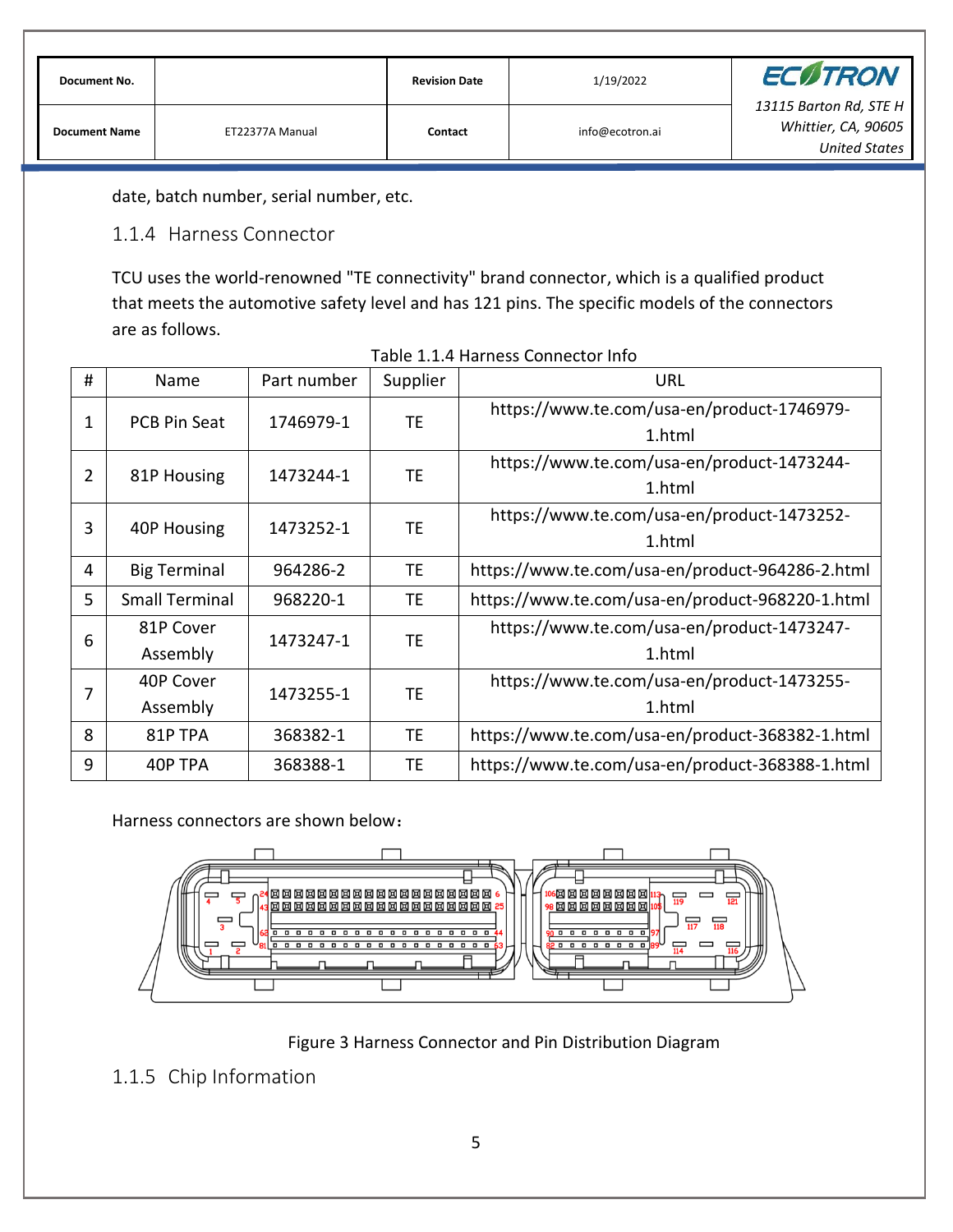date, batch number, serial number, etc.

### 1.1.4 Harness Connector

TCU uses the world-renowned "TE connectivity" brand connector, which is a qualified product that meets the automotive safety level and has 121 pins. The specific models of the connectors are as follows.

Table 1.1.4 Harness Connector Info

| # | Name | Part number | Supplier | URL |
|---|---|---|---|---|
| 1 | PCB Pin Seat | 1746979-1 | TE | https://www.te.com/usa-en/product-1746979-1.html |
| 2 | 81P Housing | 1473244-1 | TE | https://www.te.com/usa-en/product-1473244-1.html |
| 3 | 40P Housing | 1473252-1 | TE | https://www.te.com/usa-en/product-1473252-1.html |
| 4 | Big Terminal | 964286-2 | TE | https://www.te.com/usa-en/product-964286-2.html |
| 5 | Small Terminal | 968220-1 | TE | https://www.te.com/usa-en/product-968220-1.html |
| 6 | 81P Cover Assembly | 1473247-1 | TE | https://www.te.com/usa-en/product-1473247-1.html |
| 7 | 40P Cover Assembly | 1473255-1 | TE | https://www.te.com/usa-en/product-1473255-1.html |
| 8 | 81P TPA | 368382-1 | TE | https://www.te.com/usa-en/product-368382-1.html |
| 9 | 40P TPA | 368388-1 | TE | https://www.te.com/usa-en/product-368388-1.html |

Harness connectors are shown below：

Figure 3 Harness Connector and Pin Distribution Diagram

### 1.1.5 Chip Information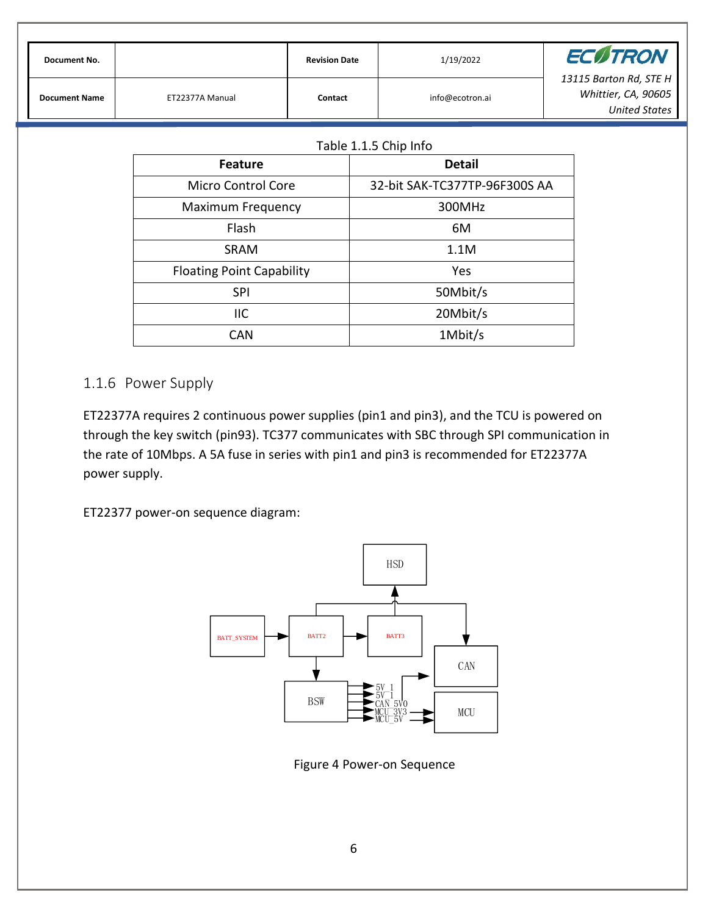Table 1.1.5 Chip Info

| Feature | Detail |
|---|---|
| Micro Control Core | 32-bit SAK-TC377TP-96F300S AA |
| Maximum Frequency | 300MHz |
| Flash | 6M |
| SRAM | 1.1M |
| Floating Point Capability | Yes |
| SPI | 50Mbit/s |
| IIC | 20Mbit/s |
| CAN | 1Mbit/s |

### 1.1.6 Power Supply

ET22377A requires 2 continuous power supplies (pin1 and pin3), and the TCU is powered on through the key switch (pin93). TC377 communicates with SBC through SPI communication in the rate of 10Mbps. A 5A fuse in series with pin1 and pin3 is recommended for ET22377A power supply.

ET22377 power-on sequence diagram:

Figure 4 Power-on Sequence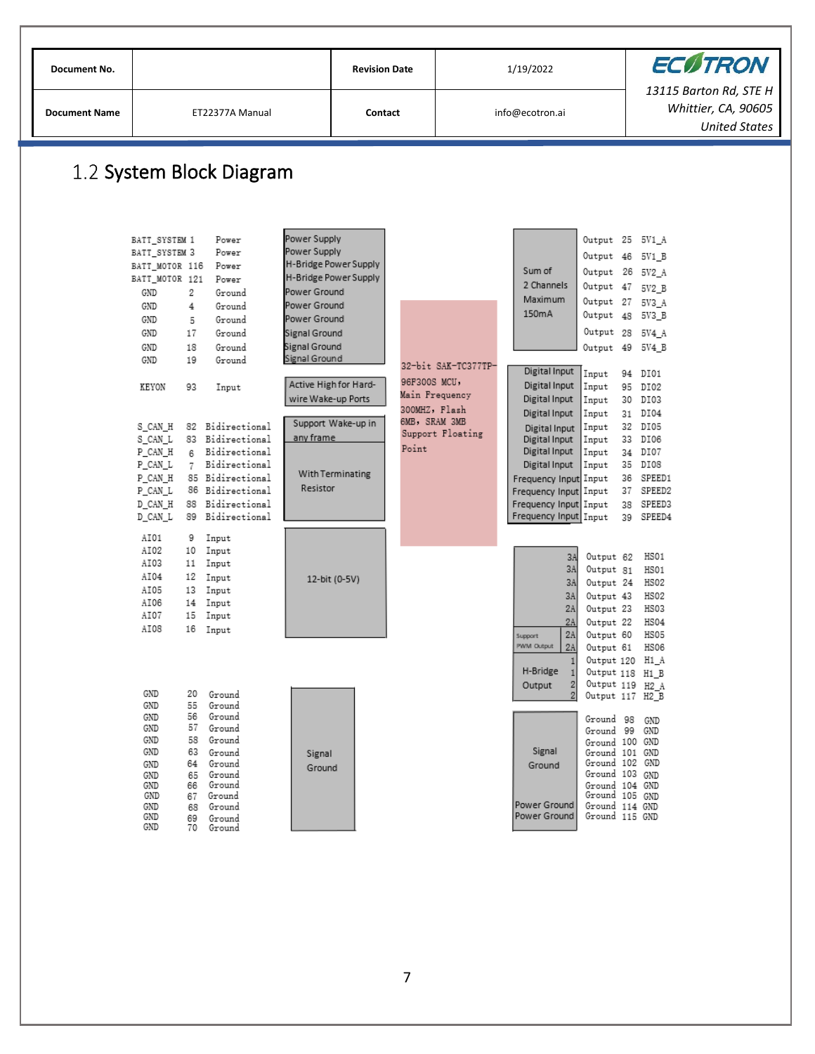## 1.2 System Block Diagram

| Signal | Pin | Type | Description |
|---|---|---|---|
| BATT_SYSTEM | 1 | Power | Power Supply |
| BATT_SYSTEM | 3 | Power | Power Supply |
| BATT_MOTOR | 116 | Power | H-Bridge Power Supply |
| BATT_MOTOR | 121 | Power | H-Bridge Power Supply |
| GND | 2 | Ground | Power Ground |
| GND | 4 | Ground | Power Ground |
| GND | 5 | Ground | Power Ground |
| GND | 17 | Ground | Signal Ground |
| GND | 18 | Ground | Signal Ground |
| GND | 19 | Ground | Signal Ground |
| KEYON | 93 | Input | Active High for Hard-wire Wake-up Ports |
| S_CAN_H | 82 | Bidirectional | Support Wake-up in any frame |
| S_CAN_L | 83 | Bidirectional | |
| P_CAN_H | 6 | Bidirectional | With Terminating Resistor |
| P_CAN_L | 7 | Bidirectional | |
| P_CAN_H | 85 | Bidirectional | |
| P_CAN_L | 86 | Bidirectional | |
| D_CAN_H | 88 | Bidirectional | |
| D_CAN_L | 89 | Bidirectional | |
| AI01 | 9 | Input | 12-bit (0-5V) |
| AI02 | 10 | Input | |
| AI03 | 11 | Input | |
| AI04 | 12 | Input | |
| AI05 | 13 | Input | |
| AI06 | 14 | Input | |
| AI07 | 15 | Input | |
| AI08 | 16 | Input | |
| GND | 20, 55, 56, 57, 58, 63, 64, 65, 66, 67, 68, 69, 70 | Ground | Signal Ground |

**MCU:** 32-bit SAK-TC377TP-96F300S MCU, Main Frequency 300MHZ, Flash 6MB, SRAM 3MB Support Floating Point

| Description | Type | Pin | Signal |
|---|---|---|---|
| Sum of 2 Channels Maximum 150mA | Output | 25 | 5V1_A |
| | Output | 46 | 5V1_B |
| | Output | 26 | 5V2_A |
| | Output | 47 | 5V2_B |
| | Output | 27 | 5V3_A |
| | Output | 48 | 5V3_B |
| | Output | 28 | 5V4_A |
| | Output | 49 | 5V4_B |
| Digital Input | Input | 94 | DI01 |
| Digital Input | Input | 95 | DI02 |
| Digital Input | Input | 30 | DI03 |
| Digital Input | Input | 31 | DI04 |
| Digital Input | Input | 32 | DI05 |
| Digital Input | Input | 33 | DI06 |
| Digital Input | Input | 34 | DI07 |
| Digital Input | Input | 35 | DI08 |
| Frequency Input | Input | 36 | SPEED1 |
| Frequency Input | Input | 37 | SPEED2 |
| Frequency Input | Input | 38 | SPEED3 |
| Frequency Input | Input | 39 | SPEED4 |
| 3A | Output | 62 | HS01 |
| 3A | Output | 81 | HS01 |
| 3A | Output | 24 | HS02 |
| 3A | Output | 43 | HS02 |
| 2A | Output | 23 | HS03 |
| 2A | Output | 22 | HS04 |
| Support PWM Output, 2A | Output | 60 | HS05 |
| Support PWM Output, 2A | Output | 61 | HS06 |
| H-Bridge Output 1 | Output | 120 | H1_A |
| H-Bridge Output 1 | Output | 118 | H1_B |
| H-Bridge Output 2 | Output | 119 | H2_A |
| H-Bridge Output 2 | Output | 117 | H2_B |
| Signal Ground | Ground | 98 | GND |
| Signal Ground | Ground | 99 | GND |
| Signal Ground | Ground | 100 | GND |
| Signal Ground | Ground | 101 | GND |
| Signal Ground | Ground | 102 | GND |
| Signal Ground | Ground | 103 | GND |
| Signal Ground | Ground | 104 | GND |
| Signal Ground | Ground | 105 | GND |
| Power Ground | Ground | 114 | GND |
| Power Ground | Ground | 115 | GND |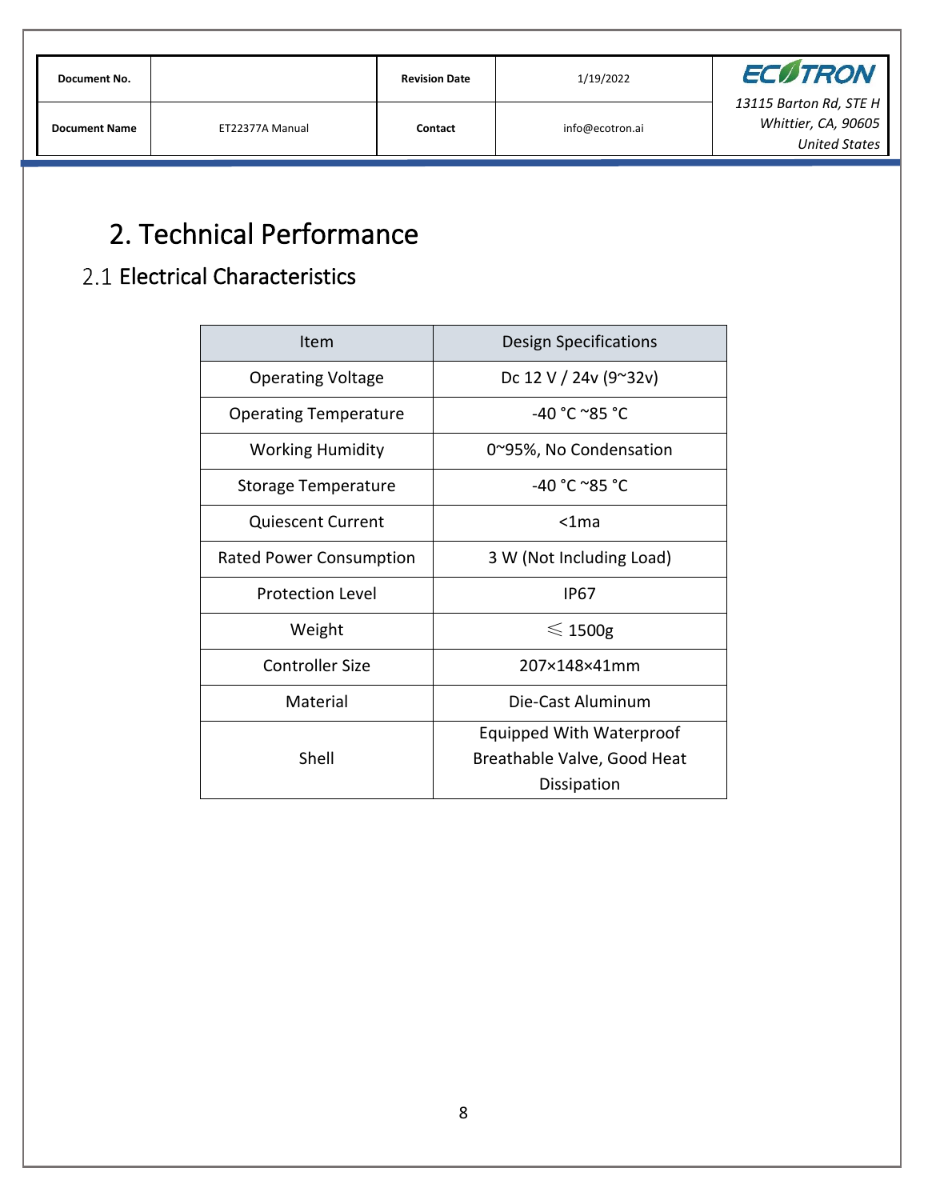# 2. Technical Performance

## 2.1 Electrical Characteristics

| Item | Design Specifications |
| --- | --- |
| Operating Voltage | Dc 12 V / 24v (9~32v) |
| Operating Temperature | -40 °C ~85 °C |
| Working Humidity | 0~95%, No Condensation |
| Storage Temperature | -40 °C ~85 °C |
| Quiescent Current | <1ma |
| Rated Power Consumption | 3 W (Not Including Load) |
| Protection Level | IP67 |
| Weight | ⩽ 1500g |
| Controller Size | 207×148×41mm |
| Material | Die-Cast Aluminum |
| Shell | Equipped With Waterproof Breathable Valve, Good Heat Dissipation |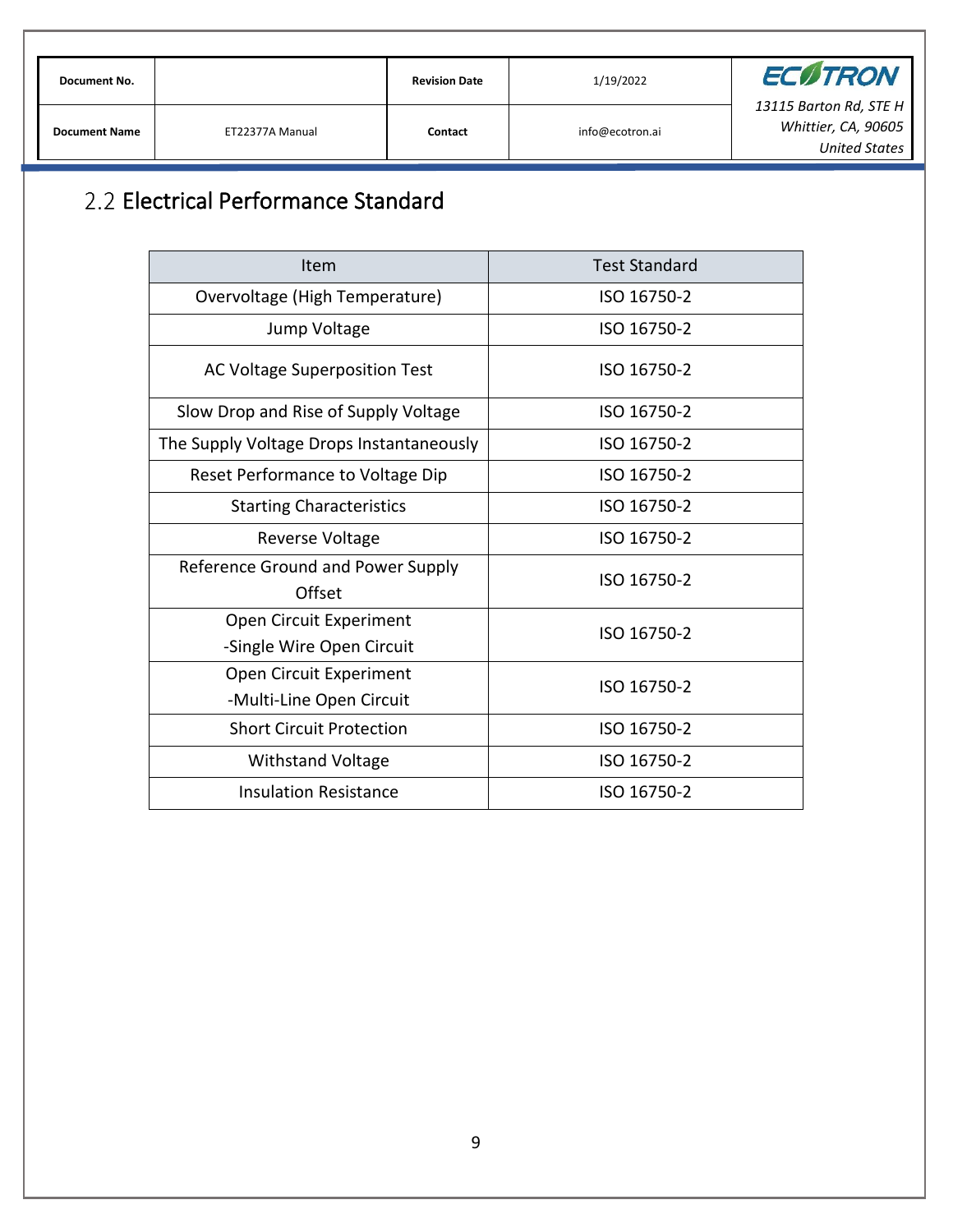## 2.2 Electrical Performance Standard

| Item | Test Standard |
| --- | --- |
| Overvoltage (High Temperature) | ISO 16750-2 |
| Jump Voltage | ISO 16750-2 |
| AC Voltage Superposition Test | ISO 16750-2 |
| Slow Drop and Rise of Supply Voltage | ISO 16750-2 |
| The Supply Voltage Drops Instantaneously | ISO 16750-2 |
| Reset Performance to Voltage Dip | ISO 16750-2 |
| Starting Characteristics | ISO 16750-2 |
| Reverse Voltage | ISO 16750-2 |
| Reference Ground and Power Supply Offset | ISO 16750-2 |
| Open Circuit Experiment -Single Wire Open Circuit | ISO 16750-2 |
| Open Circuit Experiment -Multi-Line Open Circuit | ISO 16750-2 |
| Short Circuit Protection | ISO 16750-2 |
| Withstand Voltage | ISO 16750-2 |
| Insulation Resistance | ISO 16750-2 |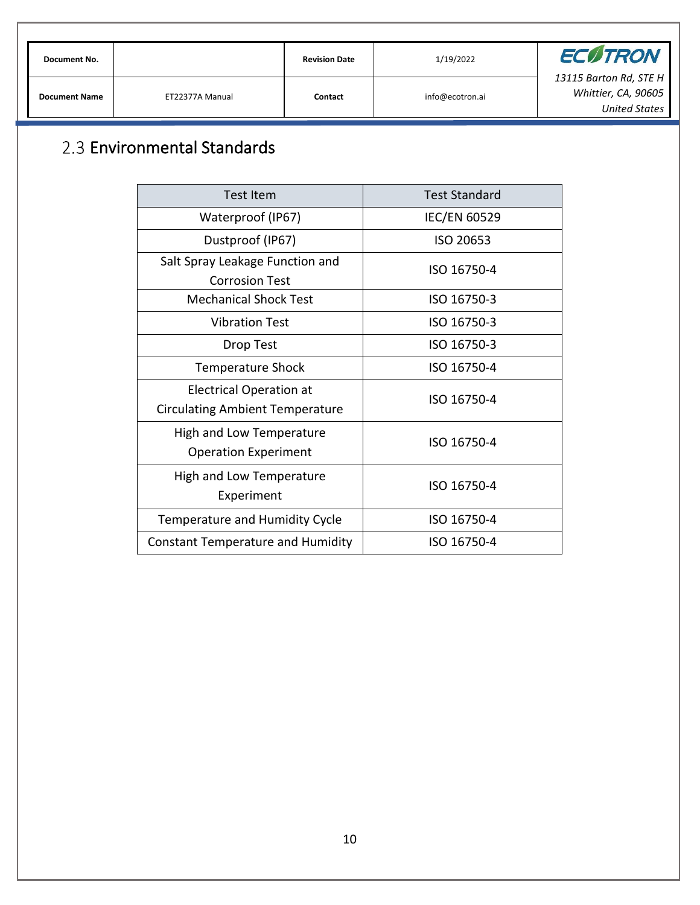## 2.3 Environmental Standards

| Test Item | Test Standard |
| --- | --- |
| Waterproof (IP67) | IEC/EN 60529 |
| Dustproof (IP67) | ISO 20653 |
| Salt Spray Leakage Function and Corrosion Test | ISO 16750-4 |
| Mechanical Shock Test | ISO 16750-3 |
| Vibration Test | ISO 16750-3 |
| Drop Test | ISO 16750-3 |
| Temperature Shock | ISO 16750-4 |
| Electrical Operation at Circulating Ambient Temperature | ISO 16750-4 |
| High and Low Temperature Operation Experiment | ISO 16750-4 |
| High and Low Temperature Experiment | ISO 16750-4 |
| Temperature and Humidity Cycle | ISO 16750-4 |
| Constant Temperature and Humidity | ISO 16750-4 |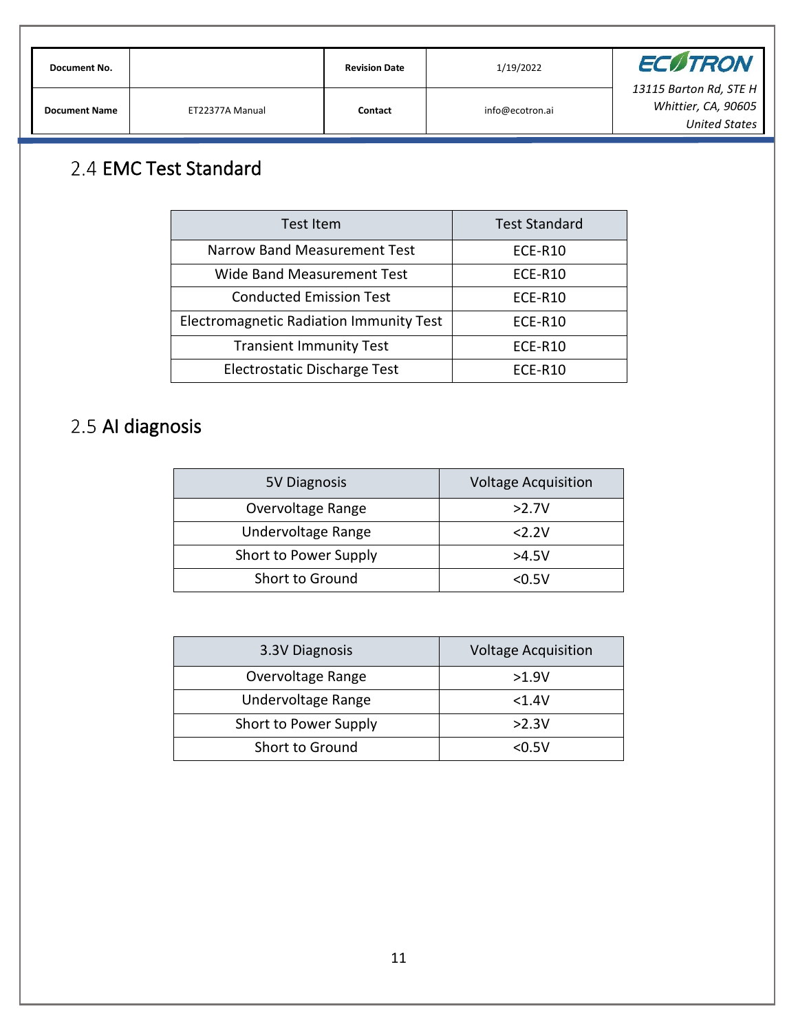## 2.4 EMC Test Standard

| Test Item | Test Standard |
|---|---|
| Narrow Band Measurement Test | ECE-R10 |
| Wide Band Measurement Test | ECE-R10 |
| Conducted Emission Test | ECE-R10 |
| Electromagnetic Radiation Immunity Test | ECE-R10 |
| Transient Immunity Test | ECE-R10 |
| Electrostatic Discharge Test | ECE-R10 |

## 2.5 AI diagnosis

| 5V Diagnosis | Voltage Acquisition |
|---|---|
| Overvoltage Range | >2.7V |
| Undervoltage Range | <2.2V |
| Short to Power Supply | >4.5V |
| Short to Ground | <0.5V |

| 3.3V Diagnosis | Voltage Acquisition |
|---|---|
| Overvoltage Range | >1.9V |
| Undervoltage Range | <1.4V |
| Short to Power Supply | >2.3V |
| Short to Ground | <0.5V |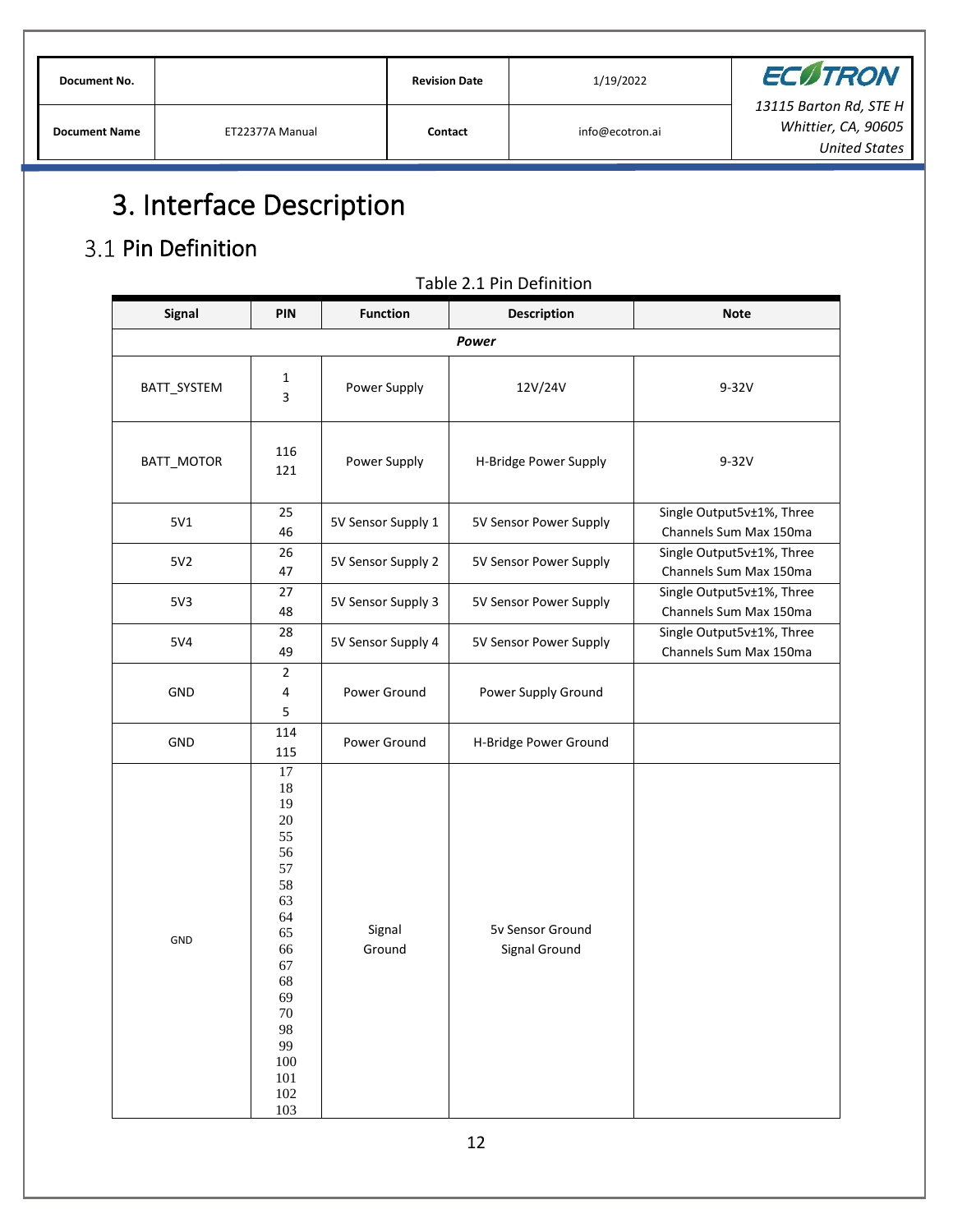# 3. Interface Description

## 3.1 Pin Definition

Table 2.1 Pin Definition

| Signal | PIN | Function | Description | Note |
|---|---|---|---|---|
| ***Power*** | | | | |
| BATT_SYSTEM | 1<br>3 | Power Supply | 12V/24V | 9-32V |
| BATT_MOTOR | 116<br>121 | Power Supply | H-Bridge Power Supply | 9-32V |
| 5V1 | 25<br>46 | 5V Sensor Supply 1 | 5V Sensor Power Supply | Single Output5v±1%, Three Channels Sum Max 150ma |
| 5V2 | 26<br>47 | 5V Sensor Supply 2 | 5V Sensor Power Supply | Single Output5v±1%, Three Channels Sum Max 150ma |
| 5V3 | 27<br>48 | 5V Sensor Supply 3 | 5V Sensor Power Supply | Single Output5v±1%, Three Channels Sum Max 150ma |
| 5V4 | 28<br>49 | 5V Sensor Supply 4 | 5V Sensor Power Supply | Single Output5v±1%, Three Channels Sum Max 150ma |
| GND | 2<br>4<br>5 | Power Ground | Power Supply Ground | |
| GND | 114<br>115 | Power Ground | H-Bridge Power Ground | |
| GND | 17<br>18<br>19<br>20<br>55<br>56<br>57<br>58<br>63<br>64<br>65<br>66<br>67<br>68<br>69<br>70<br>98<br>99<br>100<br>101<br>102<br>103 | Signal Ground | 5v Sensor Ground<br>Signal Ground | |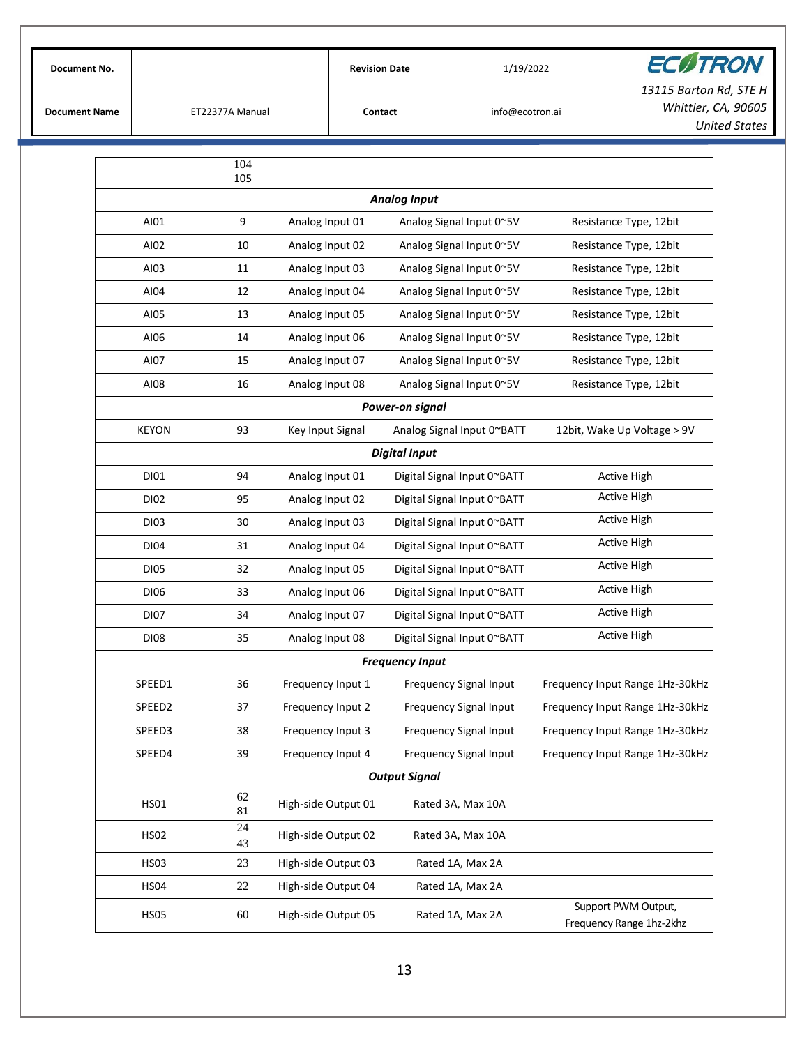|  |  |  |  |  |
|---|---|---|---|---|
|  | 104<br>105 |  |  |  |
| ***Analog Input*** | | | | |
| AI01 | 9 | Analog Input 01 | Analog Signal Input 0~5V | Resistance Type, 12bit |
| AI02 | 10 | Analog Input 02 | Analog Signal Input 0~5V | Resistance Type, 12bit |
| AI03 | 11 | Analog Input 03 | Analog Signal Input 0~5V | Resistance Type, 12bit |
| AI04 | 12 | Analog Input 04 | Analog Signal Input 0~5V | Resistance Type, 12bit |
| AI05 | 13 | Analog Input 05 | Analog Signal Input 0~5V | Resistance Type, 12bit |
| AI06 | 14 | Analog Input 06 | Analog Signal Input 0~5V | Resistance Type, 12bit |
| AI07 | 15 | Analog Input 07 | Analog Signal Input 0~5V | Resistance Type, 12bit |
| AI08 | 16 | Analog Input 08 | Analog Signal Input 0~5V | Resistance Type, 12bit |
| ***Power-on signal*** | | | | |
| KEYON | 93 | Key Input Signal | Analog Signal Input 0~BATT | 12bit, Wake Up Voltage > 9V |
| ***Digital Input*** | | | | |
| DI01 | 94 | Analog Input 01 | Digital Signal Input 0~BATT | Active High |
| DI02 | 95 | Analog Input 02 | Digital Signal Input 0~BATT | Active High |
| DI03 | 30 | Analog Input 03 | Digital Signal Input 0~BATT | Active High |
| DI04 | 31 | Analog Input 04 | Digital Signal Input 0~BATT | Active High |
| DI05 | 32 | Analog Input 05 | Digital Signal Input 0~BATT | Active High |
| DI06 | 33 | Analog Input 06 | Digital Signal Input 0~BATT | Active High |
| DI07 | 34 | Analog Input 07 | Digital Signal Input 0~BATT | Active High |
| DI08 | 35 | Analog Input 08 | Digital Signal Input 0~BATT | Active High |
| ***Frequency Input*** | | | | |
| SPEED1 | 36 | Frequency Input 1 | Frequency Signal Input | Frequency Input Range 1Hz-30kHz |
| SPEED2 | 37 | Frequency Input 2 | Frequency Signal Input | Frequency Input Range 1Hz-30kHz |
| SPEED3 | 38 | Frequency Input 3 | Frequency Signal Input | Frequency Input Range 1Hz-30kHz |
| SPEED4 | 39 | Frequency Input 4 | Frequency Signal Input | Frequency Input Range 1Hz-30kHz |
| ***Output Signal*** | | | | |
| HS01 | 62<br>81 | High-side Output 01 | Rated 3A, Max 10A |  |
| HS02 | 24<br>43 | High-side Output 02 | Rated 3A, Max 10A |  |
| HS03 | 23 | High-side Output 03 | Rated 1A, Max 2A |  |
| HS04 | 22 | High-side Output 04 | Rated 1A, Max 2A |  |
| HS05 | 60 | High-side Output 05 | Rated 1A, Max 2A | Support PWM Output,<br>Frequency Range 1hz-2khz |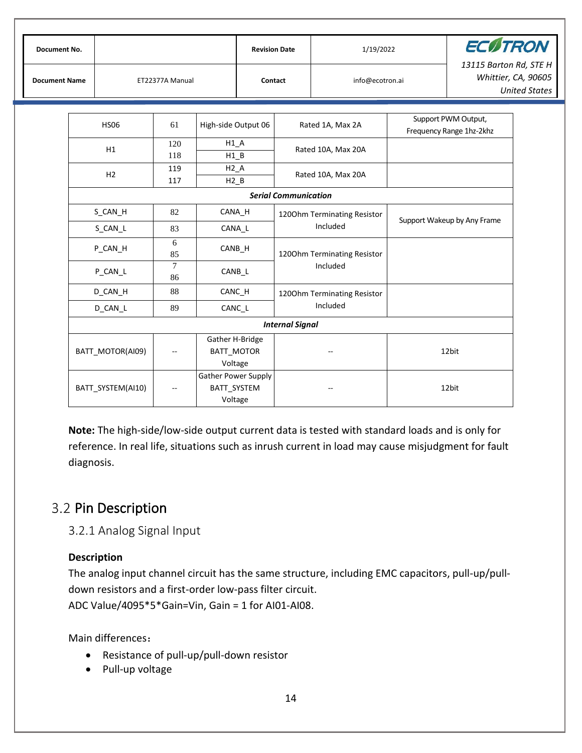| HS06 | 61 | High-side Output 06 | Rated 1A, Max 2A | Support PWM Output, Frequency Range 1hz-2khz |
|---|---|---|---|---|
| H1 | 120<br>118 | H1_A<br>H1_B | Rated 10A, Max 20A | |
| H2 | 119<br>117 | H2_A<br>H2_B | Rated 10A, Max 20A | |
| ***Serial Communication*** | | | | |
| S_CAN_H | 82 | CANA_H | 120Ohm Terminating Resistor Included | Support Wakeup by Any Frame |
| S_CAN_L | 83 | CANA_L | | |
| P_CAN_H | 6<br>85 | CANB_H | 120Ohm Terminating Resistor Included | |
| P_CAN_L | 7<br>86 | CANB_L | | |
| D_CAN_H | 88 | CANC_H | 120Ohm Terminating Resistor Included | |
| D_CAN_L | 89 | CANC_L | | |
| ***Internal Signal*** | | | | |
| BATT_MOTOR(AI09) | -- | Gather H-Bridge BATT_MOTOR Voltage | -- | 12bit |
| BATT_SYSTEM(AI10) | -- | Gather Power Supply BATT_SYSTEM Voltage | -- | 12bit |

**Note:** The high-side/low-side output current data is tested with standard loads and is only for reference. In real life, situations such as inrush current in load may cause misjudgment for fault diagnosis.

## 3.2 Pin Description

### 3.2.1 Analog Signal Input

**Description**

The analog input channel circuit has the same structure, including EMC capacitors, pull-up/pull-down resistors and a first-order low-pass filter circuit.

ADC Value/4095*5*Gain=Vin, Gain = 1 for AI01-AI08.

Main differences：

- Resistance of pull-up/pull-down resistor
- Pull-up voltage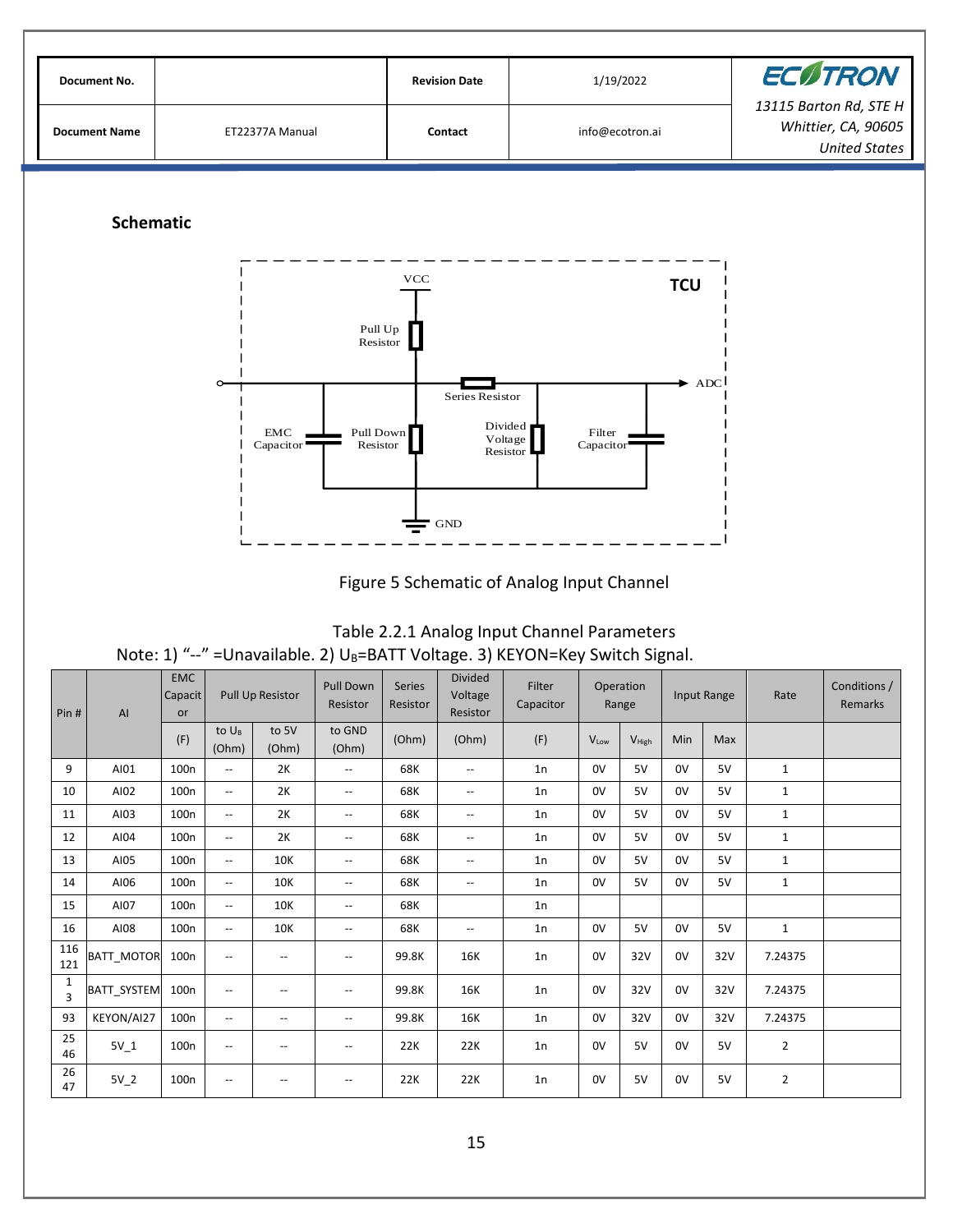### Schematic

Figure 5 Schematic of Analog Input Channel

Table 2.2.1 Analog Input Channel Parameters

Note: 1) "--" =Unavailable. 2) $U_B$=BATT Voltage. 3) KEYON=Key Switch Signal.

| Pin # | AI | EMC Capacitor | Pull Up Resistor | | Pull Down Resistor | Series Resistor | Divided Voltage Resistor | Filter Capacitor | Operation Range | | Input Range | | Rate | Conditions / Remarks |
|---|---|---|---|---|---|---|---|---|---|---|---|---|---|---|
| | | (F) | to $U_B$ (Ohm) | to 5V (Ohm) | to GND (Ohm) | (Ohm) | (Ohm) | (F) | $V_{Low}$ | $V_{High}$ | Min | Max | | |
| 9 | AI01 | 100n | -- | 2K | -- | 68K | -- | 1n | 0V | 5V | 0V | 5V | 1 | |
| 10 | AI02 | 100n | -- | 2K | -- | 68K | -- | 1n | 0V | 5V | 0V | 5V | 1 | |
| 11 | AI03 | 100n | -- | 2K | -- | 68K | -- | 1n | 0V | 5V | 0V | 5V | 1 | |
| 12 | AI04 | 100n | -- | 2K | -- | 68K | -- | 1n | 0V | 5V | 0V | 5V | 1 | |
| 13 | AI05 | 100n | -- | 10K | -- | 68K | -- | 1n | 0V | 5V | 0V | 5V | 1 | |
| 14 | AI06 | 100n | -- | 10K | -- | 68K | -- | 1n | 0V | 5V | 0V | 5V | 1 | |
| 15 | AI07 | 100n | -- | 10K | -- | 68K | | 1n | | | | | | |
| 16 | AI08 | 100n | -- | 10K | -- | 68K | -- | 1n | 0V | 5V | 0V | 5V | 1 | |
| 116 121 | BATT_MOTOR | 100n | -- | -- | -- | 99.8K | 16K | 1n | 0V | 32V | 0V | 32V | 7.24375 | |
| 1 3 | BATT_SYSTEM | 100n | -- | -- | -- | 99.8K | 16K | 1n | 0V | 32V | 0V | 32V | 7.24375 | |
| 93 | KEYON/AI27 | 100n | -- | -- | -- | 99.8K | 16K | 1n | 0V | 32V | 0V | 32V | 7.24375 | |
| 25 46 | 5V_1 | 100n | -- | -- | -- | 22K | 22K | 1n | 0V | 5V | 0V | 5V | 2 | |
| 26 47 | 5V_2 | 100n | -- | -- | -- | 22K | 22K | 1n | 0V | 5V | 0V | 5V | 2 | |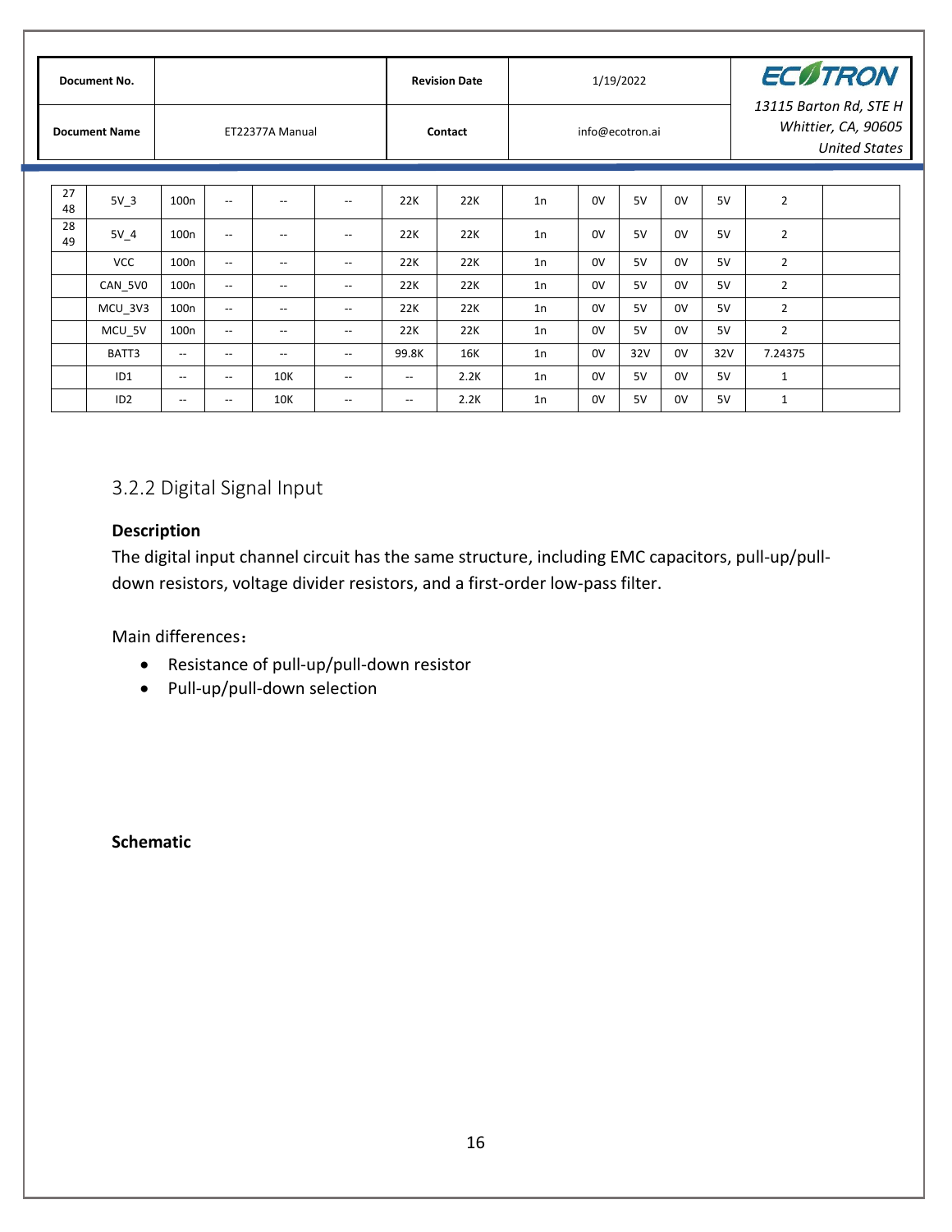| 27 48 | 5V_3 | 100n | -- | -- | -- | 22K | 22K | 1n | 0V | 5V | 0V | 5V | 2 | |
|---|---|---|---|---|---|---|---|---|---|---|---|---|---|---|
| 28 49 | 5V_4 | 100n | -- | -- | -- | 22K | 22K | 1n | 0V | 5V | 0V | 5V | 2 | |
| | VCC | 100n | -- | -- | -- | 22K | 22K | 1n | 0V | 5V | 0V | 5V | 2 | |
| | CAN_5V0 | 100n | -- | -- | -- | 22K | 22K | 1n | 0V | 5V | 0V | 5V | 2 | |
| | MCU_3V3 | 100n | -- | -- | -- | 22K | 22K | 1n | 0V | 5V | 0V | 5V | 2 | |
| | MCU_5V | 100n | -- | -- | -- | 22K | 22K | 1n | 0V | 5V | 0V | 5V | 2 | |
| | BATT3 | -- | -- | -- | -- | 99.8K | 16K | 1n | 0V | 32V | 0V | 32V | 7.24375 | |
| | ID1 | -- | -- | 10K | -- | -- | 2.2K | 1n | 0V | 5V | 0V | 5V | 1 | |
| | ID2 | -- | -- | 10K | -- | -- | 2.2K | 1n | 0V | 5V | 0V | 5V | 1 | |

### 3.2.2 Digital Signal Input

**Description**

The digital input channel circuit has the same structure, including EMC capacitors, pull-up/pull-down resistors, voltage divider resistors, and a first-order low-pass filter.

Main differences：

- Resistance of pull-up/pull-down resistor
- Pull-up/pull-down selection

**Schematic**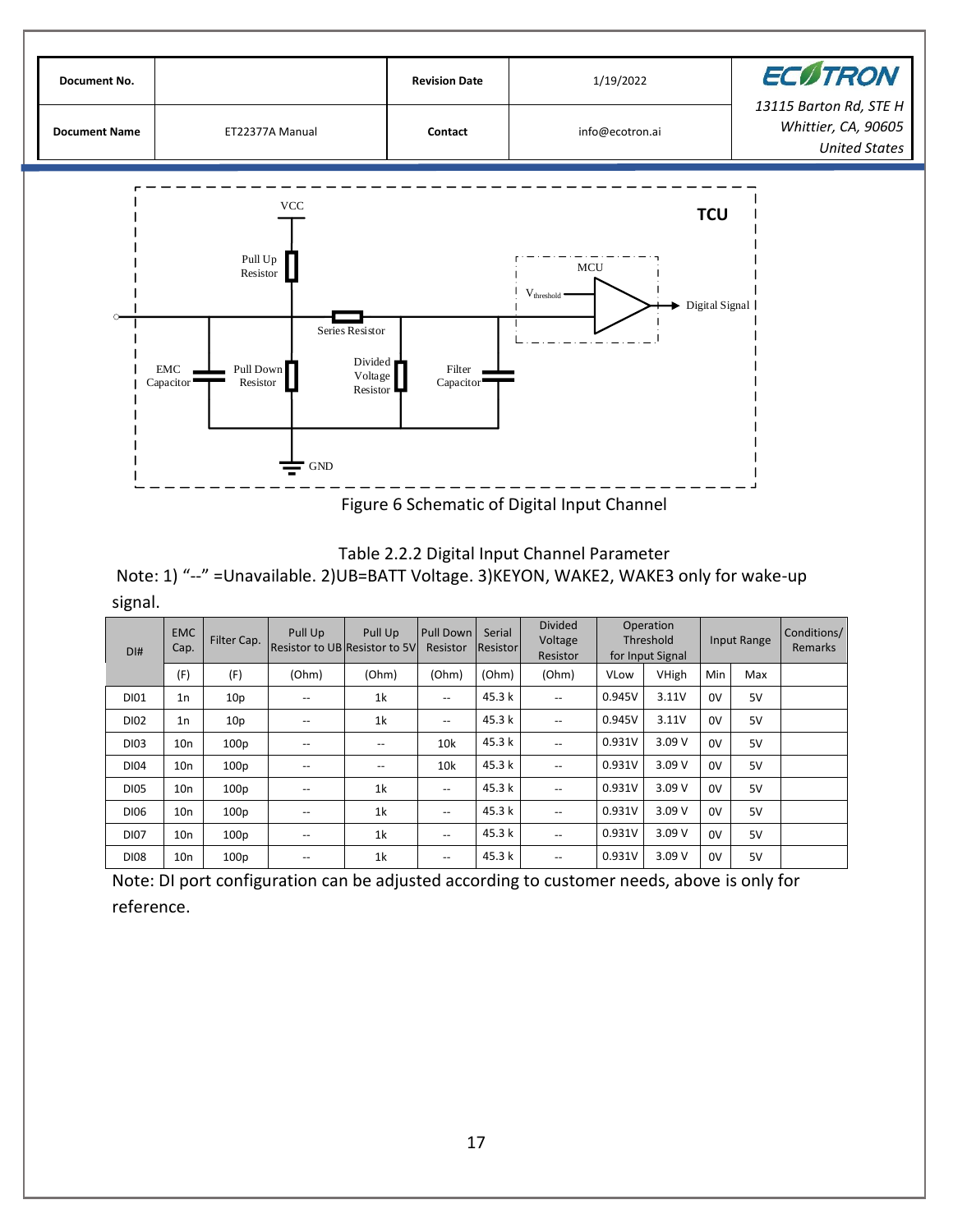Figure 6 Schematic of Digital Input Channel

Table 2.2.2 Digital Input Channel Parameter

Note: 1) “--” =Unavailable. 2)UB=BATT Voltage. 3)KEYON, WAKE2, WAKE3 only for wake-up signal.

| DI# | EMC Cap. | Filter Cap. | Pull Up Resistor to UB | Pull Up Resistor to 5V | Pull Down Resistor | Serial Resistor | Divided Voltage Resistor | Operation Threshold for Input Signal | | Input Range | | Conditions/ Remarks |
|---|---|---|---|---|---|---|---|---|---|---|---|---|
| | (F) | (F) | (Ohm) | (Ohm) | (Ohm) | (Ohm) | (Ohm) | VLow | VHigh | Min | Max | |
| DI01 | 1n | 10p | -- | 1k | -- | 45.3 k | -- | 0.945V | 3.11V | 0V | 5V | |
| DI02 | 1n | 10p | -- | 1k | -- | 45.3 k | -- | 0.945V | 3.11V | 0V | 5V | |
| DI03 | 10n | 100p | -- | -- | 10k | 45.3 k | -- | 0.931V | 3.09 V | 0V | 5V | |
| DI04 | 10n | 100p | -- | -- | 10k | 45.3 k | -- | 0.931V | 3.09 V | 0V | 5V | |
| DI05 | 10n | 100p | -- | 1k | -- | 45.3 k | -- | 0.931V | 3.09 V | 0V | 5V | |
| DI06 | 10n | 100p | -- | 1k | -- | 45.3 k | -- | 0.931V | 3.09 V | 0V | 5V | |
| DI07 | 10n | 100p | -- | 1k | -- | 45.3 k | -- | 0.931V | 3.09 V | 0V | 5V | |
| DI08 | 10n | 100p | -- | 1k | -- | 45.3 k | -- | 0.931V | 3.09 V | 0V | 5V | |

Note: DI port configuration can be adjusted according to customer needs, above is only for reference.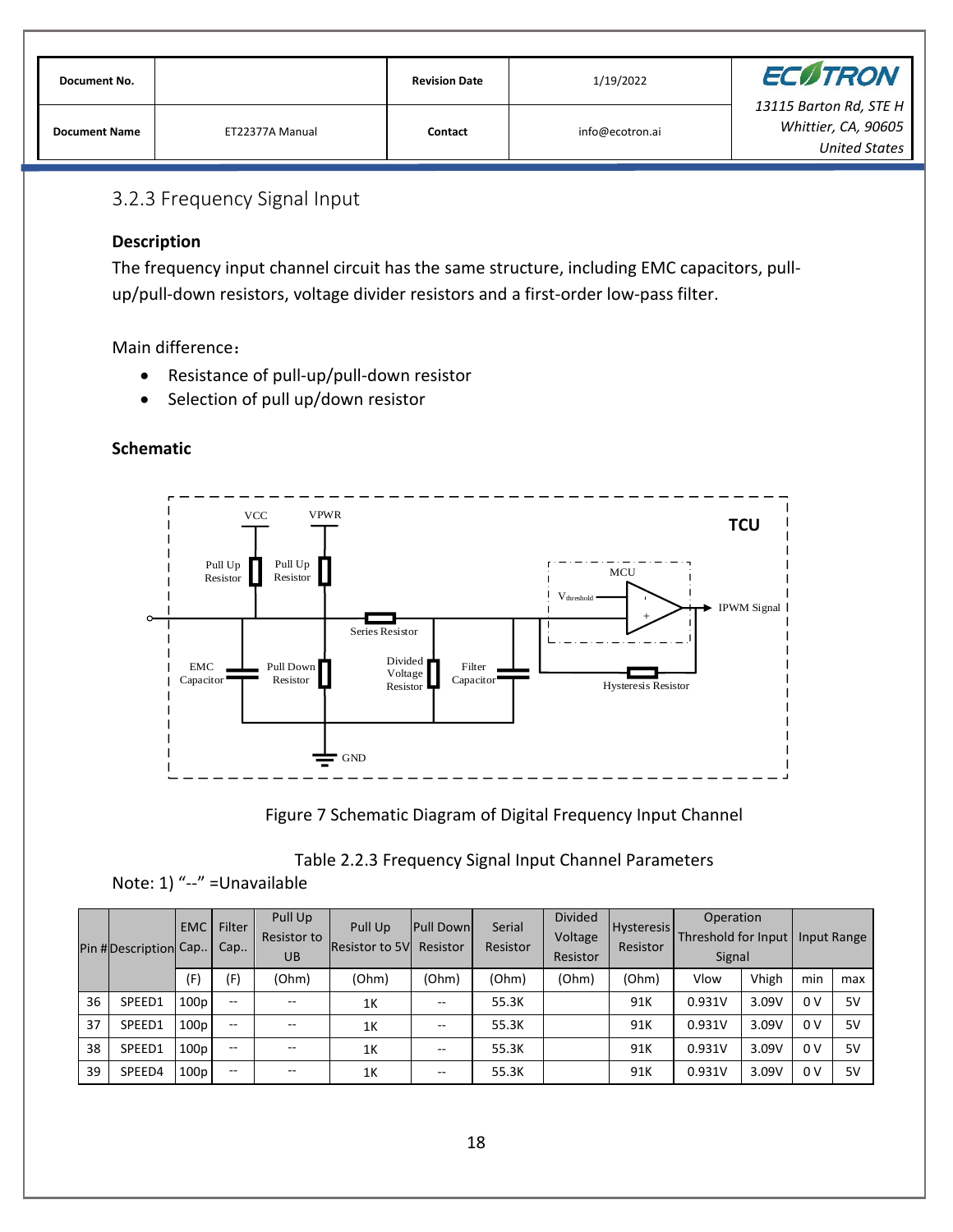### 3.2.3 Frequency Signal Input

**Description**

The frequency input channel circuit has the same structure, including EMC capacitors, pull-up/pull-down resistors, voltage divider resistors and a first-order low-pass filter.

Main difference：

- Resistance of pull-up/pull-down resistor
- Selection of pull up/down resistor

**Schematic**

Figure 7 Schematic Diagram of Digital Frequency Input Channel

Table 2.2.3 Frequency Signal Input Channel Parameters

Note: 1) “--” =Unavailable

| Pin # | Description | EMC Cap.. | Filter Cap.. | Pull Up Resistor to UB | Pull Up Resistor to 5V | Pull Down Resistor | Serial Resistor | Divided Voltage Resistor | Hysteresis Resistor | Operation Threshold for Input Signal | | Input Range | |
|---|---|---|---|---|---|---|---|---|---|---|---|---|---|
| | | (F) | (F) | (Ohm) | (Ohm) | (Ohm) | (Ohm) | (Ohm) | (Ohm) | Vlow | Vhigh | min | max |
| 36 | SPEED1 | 100p | -- | -- | 1K | -- | 55.3K | | 91K | 0.931V | 3.09V | 0 V | 5V |
| 37 | SPEED1 | 100p | -- | -- | 1K | -- | 55.3K | | 91K | 0.931V | 3.09V | 0 V | 5V |
| 38 | SPEED1 | 100p | -- | -- | 1K | -- | 55.3K | | 91K | 0.931V | 3.09V | 0 V | 5V |
| 39 | SPEED4 | 100p | -- | -- | 1K | -- | 55.3K | | 91K | 0.931V | 3.09V | 0 V | 5V |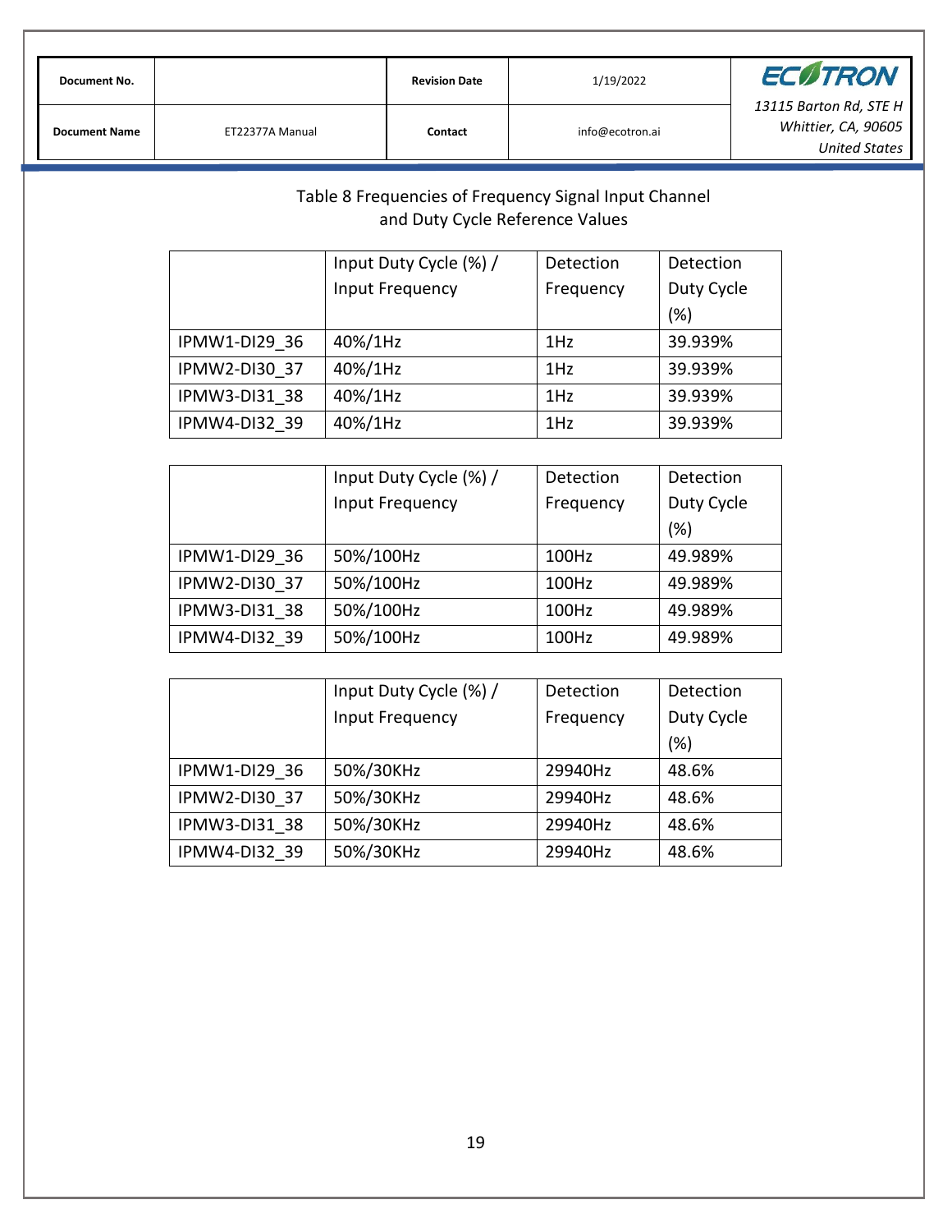Table 8 Frequencies of Frequency Signal Input Channel and Duty Cycle Reference Values

| | Input Duty Cycle (%) / Input Frequency | Detection Frequency | Detection Duty Cycle (%) |
|---|---|---|---|
| IPMW1-DI29_36 | 40%/1Hz | 1Hz | 39.939% |
| IPMW2-DI30_37 | 40%/1Hz | 1Hz | 39.939% |
| IPMW3-DI31_38 | 40%/1Hz | 1Hz | 39.939% |
| IPMW4-DI32_39 | 40%/1Hz | 1Hz | 39.939% |

| | Input Duty Cycle (%) / Input Frequency | Detection Frequency | Detection Duty Cycle (%) |
|---|---|---|---|
| IPMW1-DI29_36 | 50%/100Hz | 100Hz | 49.989% |
| IPMW2-DI30_37 | 50%/100Hz | 100Hz | 49.989% |
| IPMW3-DI31_38 | 50%/100Hz | 100Hz | 49.989% |
| IPMW4-DI32_39 | 50%/100Hz | 100Hz | 49.989% |

| | Input Duty Cycle (%) / Input Frequency | Detection Frequency | Detection Duty Cycle (%) |
|---|---|---|---|
| IPMW1-DI29_36 | 50%/30KHz | 29940Hz | 48.6% |
| IPMW2-DI30_37 | 50%/30KHz | 29940Hz | 48.6% |
| IPMW3-DI31_38 | 50%/30KHz | 29940Hz | 48.6% |
| IPMW4-DI32_39 | 50%/30KHz | 29940Hz | 48.6% |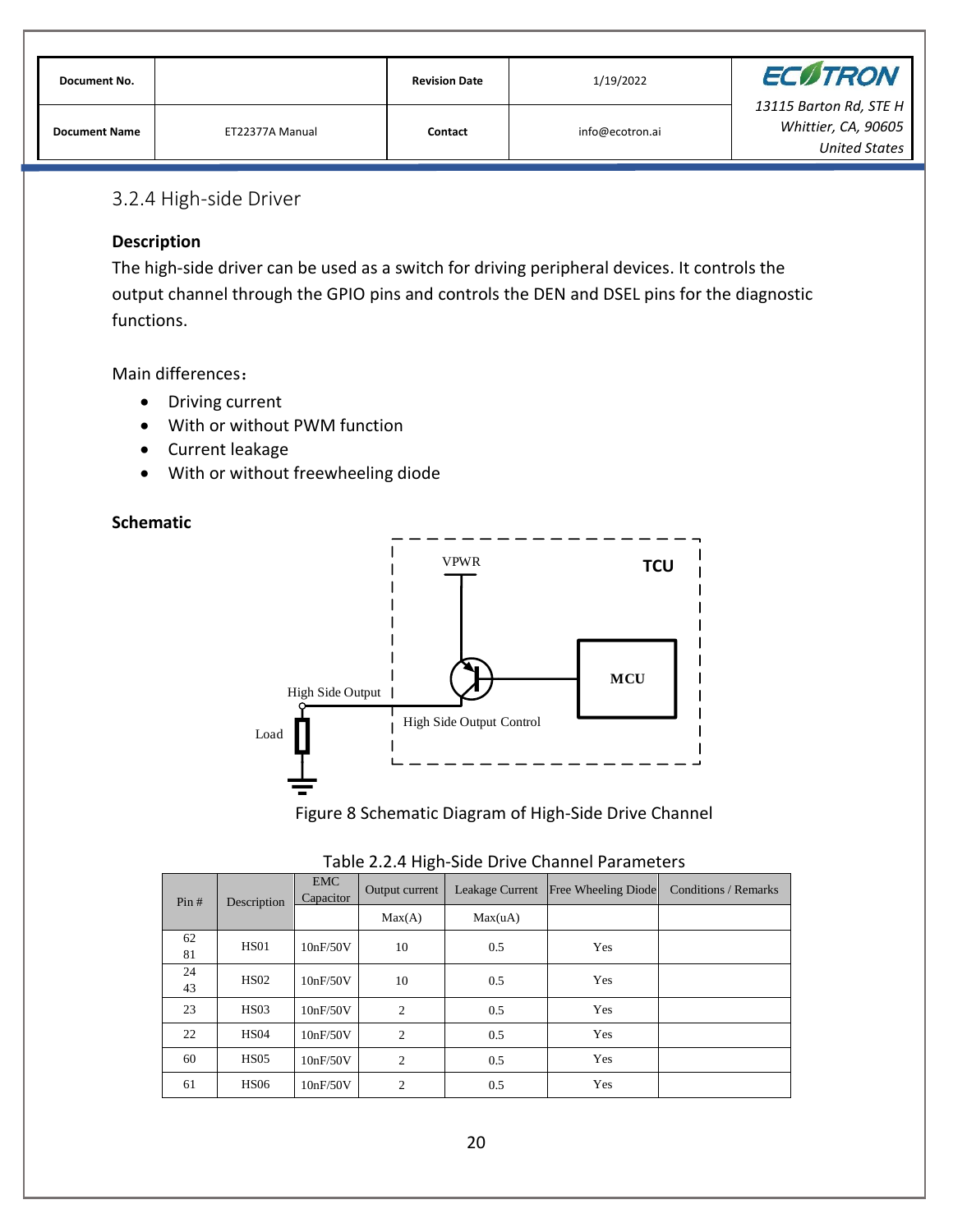### 3.2.4 High-side Driver

**Description**

The high-side driver can be used as a switch for driving peripheral devices. It controls the output channel through the GPIO pins and controls the DEN and DSEL pins for the diagnostic functions.

Main differences：

- Driving current
- With or without PWM function
- Current leakage
- With or without freewheeling diode

**Schematic**

Figure 8 Schematic Diagram of High-Side Drive Channel

Table 2.2.4 High-Side Drive Channel Parameters

| Pin # | Description | EMC Capacitor | Output current | Leakage Current | Free Wheeling Diode | Conditions / Remarks |
|---|---|---|---|---|---|---|
| | | | Max(A) | Max(uA) | | |
| 62 81 | HS01 | 10nF/50V | 10 | 0.5 | Yes | |
| 24 43 | HS02 | 10nF/50V | 10 | 0.5 | Yes | |
| 23 | HS03 | 10nF/50V | 2 | 0.5 | Yes | |
| 22 | HS04 | 10nF/50V | 2 | 0.5 | Yes | |
| 60 | HS05 | 10nF/50V | 2 | 0.5 | Yes | |
| 61 | HS06 | 10nF/50V | 2 | 0.5 | Yes | |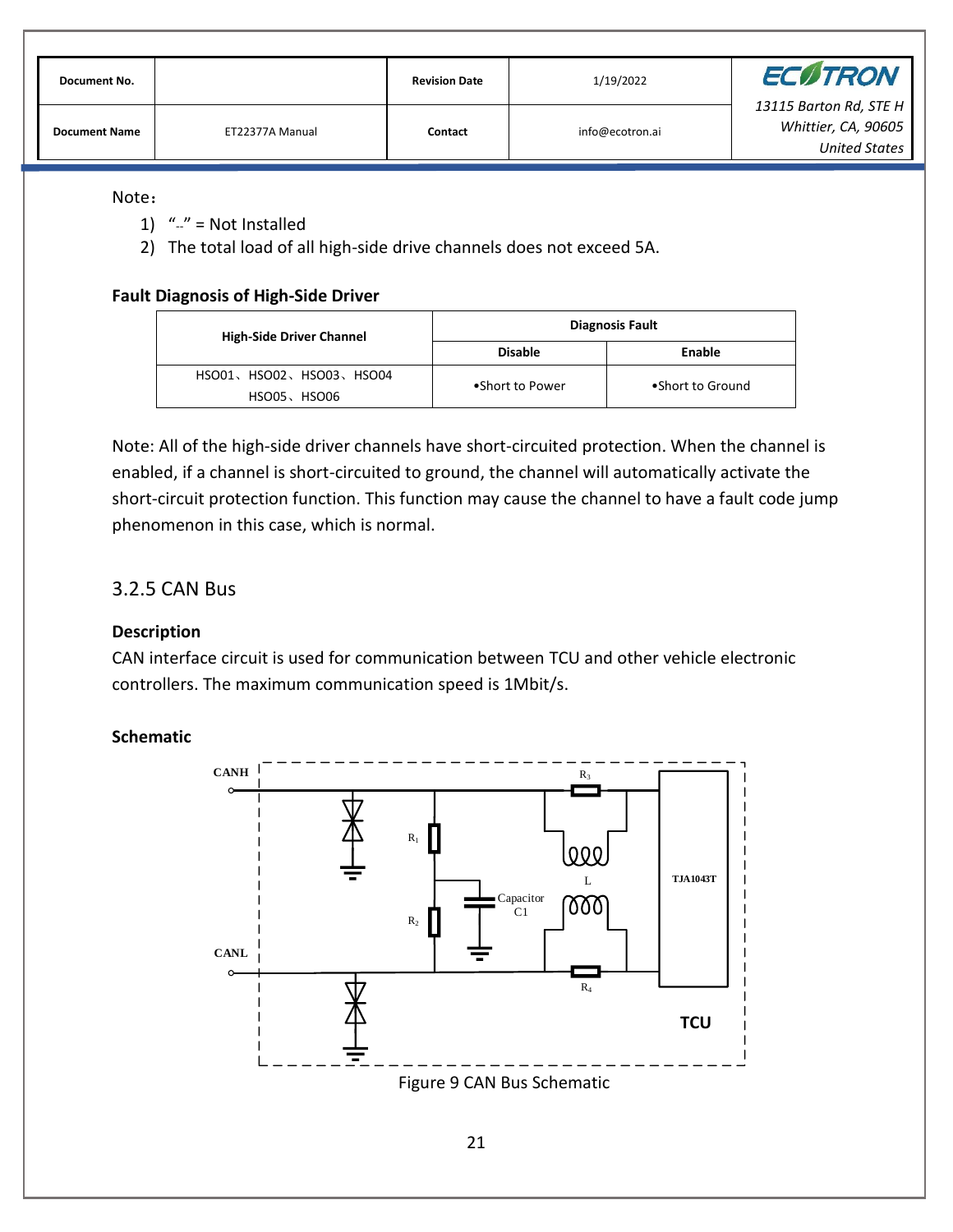Note：

1) “--” = Not Installed
2) The total load of all high-side drive channels does not exceed 5A.

**Fault Diagnosis of High-Side Driver**

| High-Side Driver Channel | Diagnosis Fault | |
|---|---|---|
| | Disable | Enable |
| HSO01、HSO02、HSO03、HSO04 HSO05、HSO06 | •Short to Power | •Short to Ground |

Note: All of the high-side driver channels have short-circuited protection. When the channel is enabled, if a channel is short-circuited to ground, the channel will automatically activate the short-circuit protection function. This function may cause the channel to have a fault code jump phenomenon in this case, which is normal.

## 3.2.5 CAN Bus

**Description**

CAN interface circuit is used for communication between TCU and other vehicle electronic controllers. The maximum communication speed is 1Mbit/s.

**Schematic**

Figure 9 CAN Bus Schematic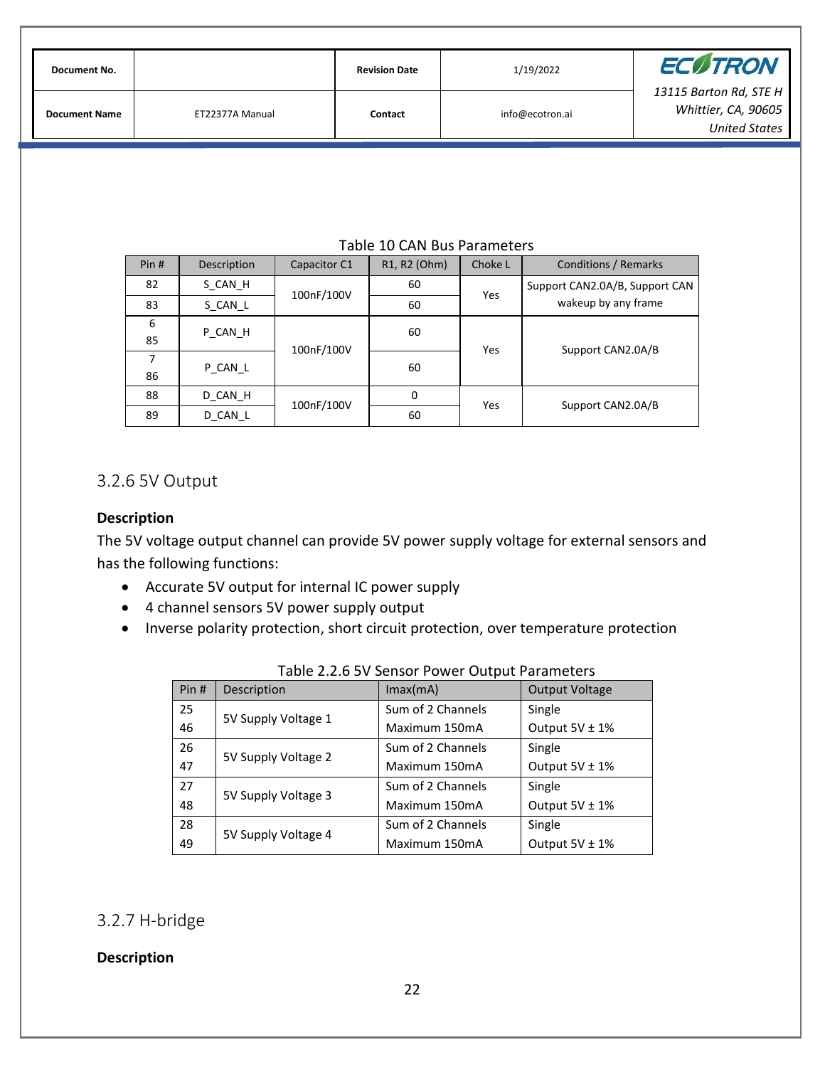Table 10 CAN Bus Parameters

| Pin # | Description | Capacitor C1 | R1, R2 (Ohm) | Choke L | Conditions / Remarks |
|---|---|---|---|---|---|
| 82 | S_CAN_H | 100nF/100V | 60 | Yes | Support CAN2.0A/B, Support CAN wakeup by any frame |
| 83 | S_CAN_L | | 60 | | |
| 6<br>85 | P_CAN_H | 100nF/100V | 60 | Yes | Support CAN2.0A/B |
| 7<br>86 | P_CAN_L | | 60 | | |
| 88 | D_CAN_H | 100nF/100V | 0 | Yes | Support CAN2.0A/B |
| 89 | D_CAN_L | | 60 | | |

### 3.2.6 5V Output

**Description**

The 5V voltage output channel can provide 5V power supply voltage for external sensors and has the following functions:

- Accurate 5V output for internal IC power supply
- 4 channel sensors 5V power supply output
- Inverse polarity protection, short circuit protection, over temperature protection

Table 2.2.6 5V Sensor Power Output Parameters

| Pin # | Description | Imax(mA) | Output Voltage |
|---|---|---|---|
| 25<br>46 | 5V Supply Voltage 1 | Sum of 2 Channels Maximum 150mA | Single Output 5V ± 1% |
| 26<br>47 | 5V Supply Voltage 2 | Sum of 2 Channels Maximum 150mA | Single Output 5V ± 1% |
| 27<br>48 | 5V Supply Voltage 3 | Sum of 2 Channels Maximum 150mA | Single Output 5V ± 1% |
| 28<br>49 | 5V Supply Voltage 4 | Sum of 2 Channels Maximum 150mA | Single Output 5V ± 1% |

### 3.2.7 H-bridge

**Description**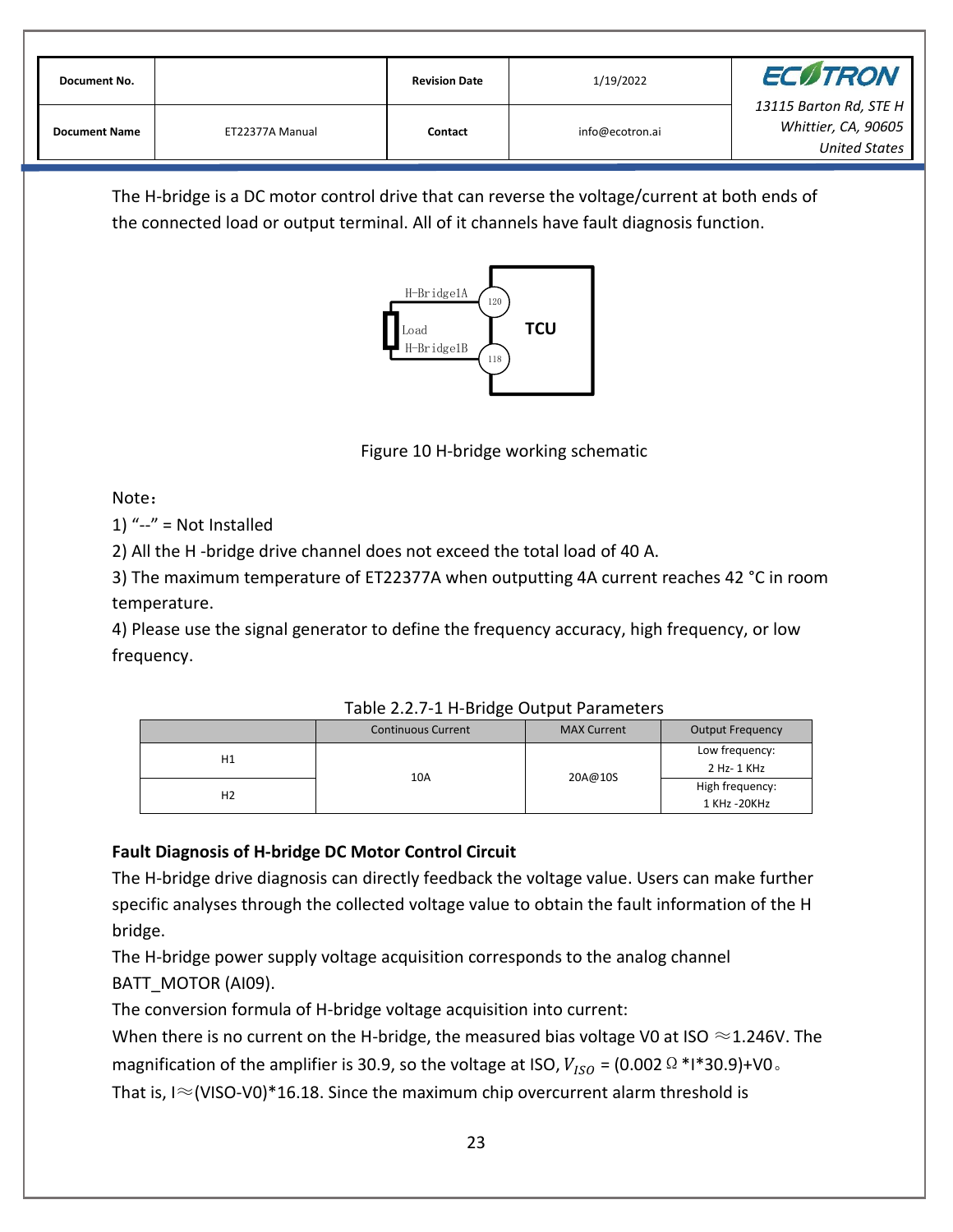The H-bridge is a DC motor control drive that can reverse the voltage/current at both ends of the connected load or output terminal. All of it channels have fault diagnosis function.

Figure 10 H-bridge working schematic

Note：

1) “--” = Not Installed

2) All the H -bridge drive channel does not exceed the total load of 40 A.

3) The maximum temperature of ET22377A when outputting 4A current reaches 42 °C in room temperature.

4) Please use the signal generator to define the frequency accuracy, high frequency, or low frequency.

Table 2.2.7-1 H-Bridge Output Parameters

| | Continuous Current | MAX Current | Output Frequency |
|---|---|---|---|
| H1 | 10A | 20A@10S | Low frequency: 2 Hz- 1 KHz |
| H2 | | | High frequency: 1 KHz -20KHz |

**Fault Diagnosis of H-bridge DC Motor Control Circuit**

The H-bridge drive diagnosis can directly feedback the voltage value. Users can make further specific analyses through the collected voltage value to obtain the fault information of the H bridge.

The H-bridge power supply voltage acquisition corresponds to the analog channel BATT_MOTOR (AI09).

The conversion formula of H-bridge voltage acquisition into current:

When there is no current on the H-bridge, the measured bias voltage V0 at ISO ≈1.246V. The magnification of the amplifier is 30.9, so the voltage at ISO, $V_{ISO}$ = (0.002 Ω *I*30.9)+V0。

That is, I≈(VISO-V0)*16.18. Since the maximum chip overcurrent alarm threshold is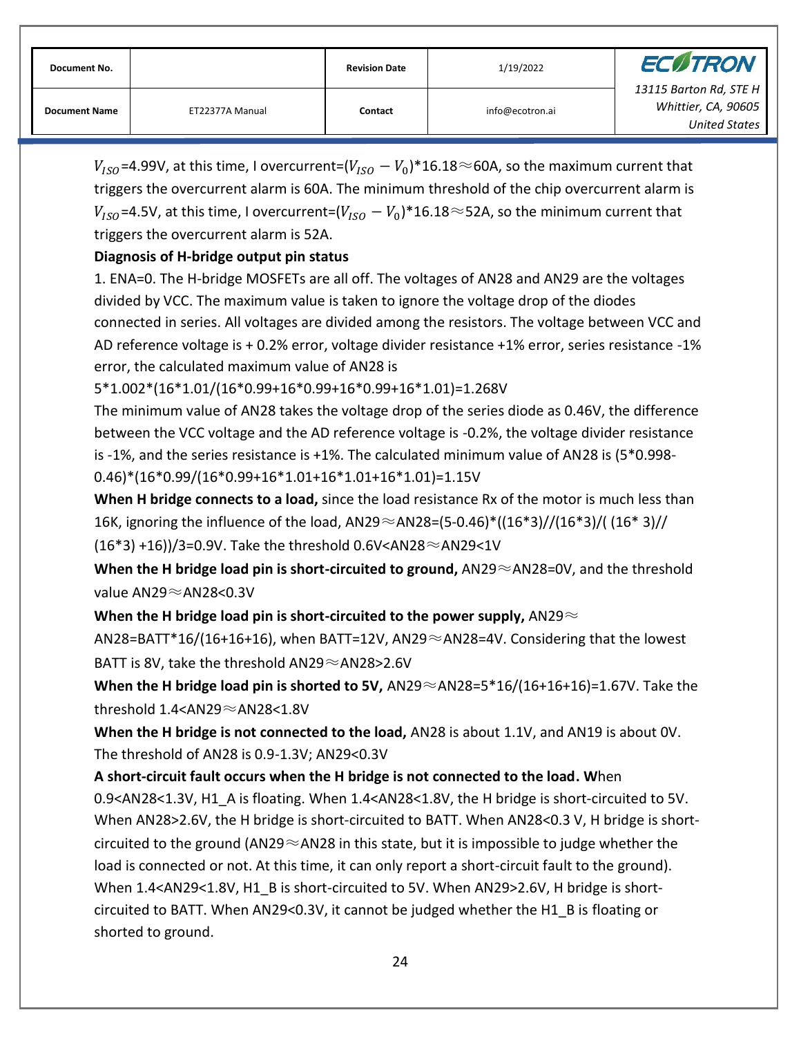$V_{ISO}$=4.99V, at this time, I overcurrent=$(V_{ISO} - V_0)$*16.18≈60A, so the maximum current that triggers the overcurrent alarm is 60A. The minimum threshold of the chip overcurrent alarm is $V_{ISO}$=4.5V, at this time, I overcurrent=$(V_{ISO} - V_0)$*16.18≈52A, so the minimum current that triggers the overcurrent alarm is 52A.

**Diagnosis of H-bridge output pin status**

1. ENA=0. The H-bridge MOSFETs are all off. The voltages of AN28 and AN29 are the voltages divided by VCC. The maximum value is taken to ignore the voltage drop of the diodes connected in series. All voltages are divided among the resistors. The voltage between VCC and AD reference voltage is + 0.2% error, voltage divider resistance +1% error, series resistance -1% error, the calculated maximum value of AN28 is

5*1.002*(16*1.01/(16*0.99+16*0.99+16*0.99+16*1.01)=1.268V

The minimum value of AN28 takes the voltage drop of the series diode as 0.46V, the difference between the VCC voltage and the AD reference voltage is -0.2%, the voltage divider resistance is -1%, and the series resistance is +1%. The calculated minimum value of AN28 is (5*0.998-0.46)*(16*0.99/(16*0.99+16*1.01+16*1.01+16*1.01)=1.15V

**When H bridge connects to a load,** since the load resistance Rx of the motor is much less than 16K, ignoring the influence of the load, AN29≈AN28=(5-0.46)*((16*3)//(16*3)/( (16* 3)//(16*3) +16))/3=0.9V. Take the threshold 0.6V<AN28≈AN29<1V

**When the H bridge load pin is short-circuited to ground,** AN29≈AN28=0V, and the threshold value AN29≈AN28<0.3V

**When the H bridge load pin is short-circuited to the power supply,** AN29≈AN28=BATT*16/(16+16+16), when BATT=12V, AN29≈AN28=4V. Considering that the lowest BATT is 8V, take the threshold AN29≈AN28>2.6V

**When the H bridge load pin is shorted to 5V,** AN29≈AN28=5*16/(16+16+16)=1.67V. Take the threshold 1.4<AN29≈AN28<1.8V

**When the H bridge is not connected to the load,** AN28 is about 1.1V, and AN19 is about 0V. The threshold of AN28 is 0.9-1.3V; AN29<0.3V

**A short-circuit fault occurs when the H bridge is not connected to the load. W**hen 0.9<AN28<1.3V, H1_A is floating. When 1.4<AN28<1.8V, the H bridge is short-circuited to 5V. When AN28>2.6V, the H bridge is short-circuited to BATT. When AN28<0.3 V, H bridge is short-circuited to the ground (AN29≈AN28 in this state, but it is impossible to judge whether the load is connected or not. At this time, it can only report a short-circuit fault to the ground). When 1.4<AN29<1.8V, H1_B is short-circuited to 5V. When AN29>2.6V, H bridge is short-circuited to BATT. When AN29<0.3V, it cannot be judged whether the H1_B is floating or shorted to ground.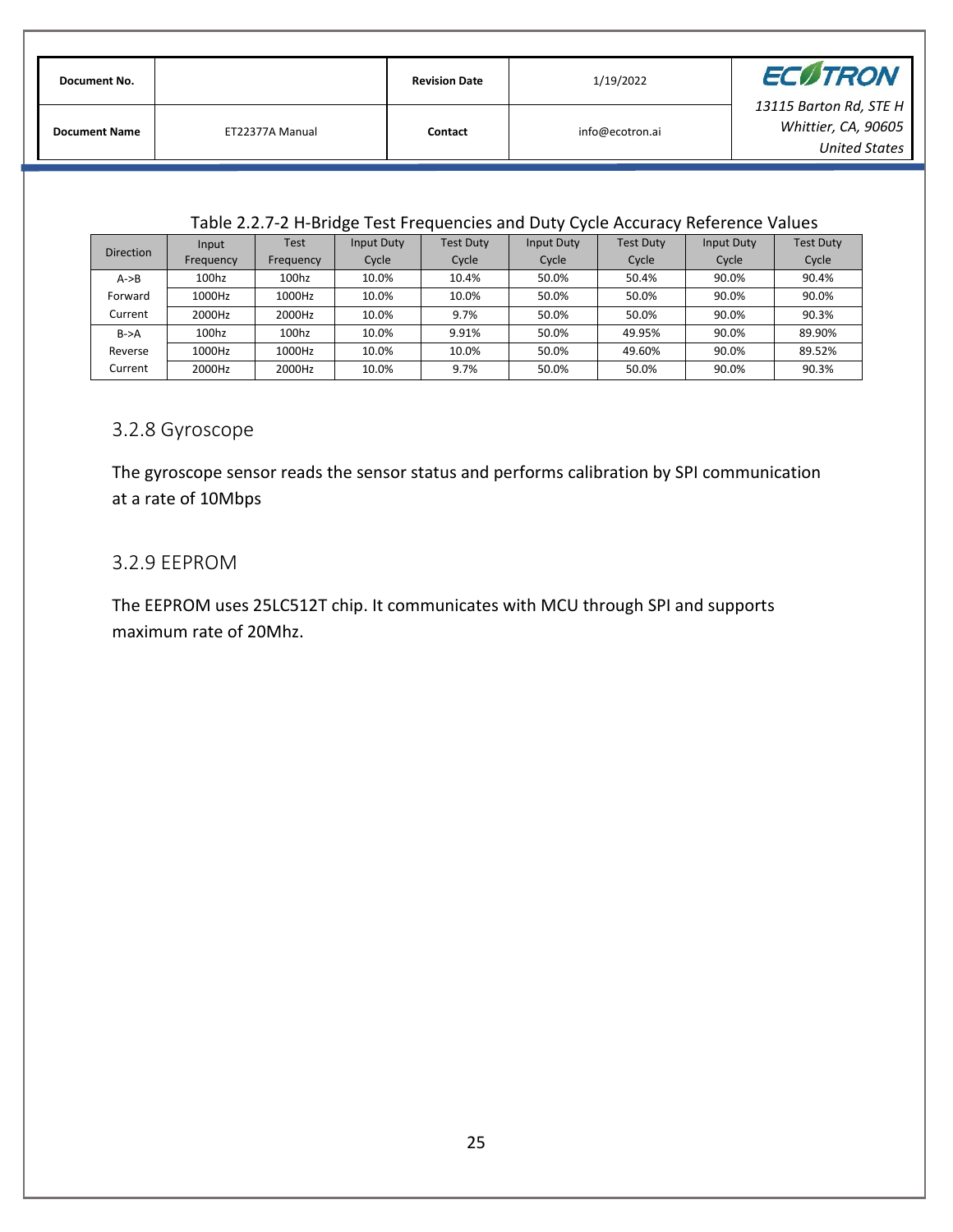Table 2.2.7-2 H-Bridge Test Frequencies and Duty Cycle Accuracy Reference Values

| Direction | Input Frequency | Test Frequency | Input Duty Cycle | Test Duty Cycle | Input Duty Cycle | Test Duty Cycle | Input Duty Cycle | Test Duty Cycle |
|---|---|---|---|---|---|---|---|---|
| A->B Forward Current | 100hz | 100hz | 10.0% | 10.4% | 50.0% | 50.4% | 90.0% | 90.4% |
| | 1000Hz | 1000Hz | 10.0% | 10.0% | 50.0% | 50.0% | 90.0% | 90.0% |
| | 2000Hz | 2000Hz | 10.0% | 9.7% | 50.0% | 50.0% | 90.0% | 90.3% |
| B->A Reverse Current | 100hz | 100hz | 10.0% | 9.91% | 50.0% | 49.95% | 90.0% | 89.90% |
| | 1000Hz | 1000Hz | 10.0% | 10.0% | 50.0% | 49.60% | 90.0% | 89.52% |
| | 2000Hz | 2000Hz | 10.0% | 9.7% | 50.0% | 50.0% | 90.0% | 90.3% |

## 3.2.8 Gyroscope

The gyroscope sensor reads the sensor status and performs calibration by SPI communication at a rate of 10Mbps

## 3.2.9 EEPROM

The EEPROM uses 25LC512T chip. It communicates with MCU through SPI and supports maximum rate of 20Mhz.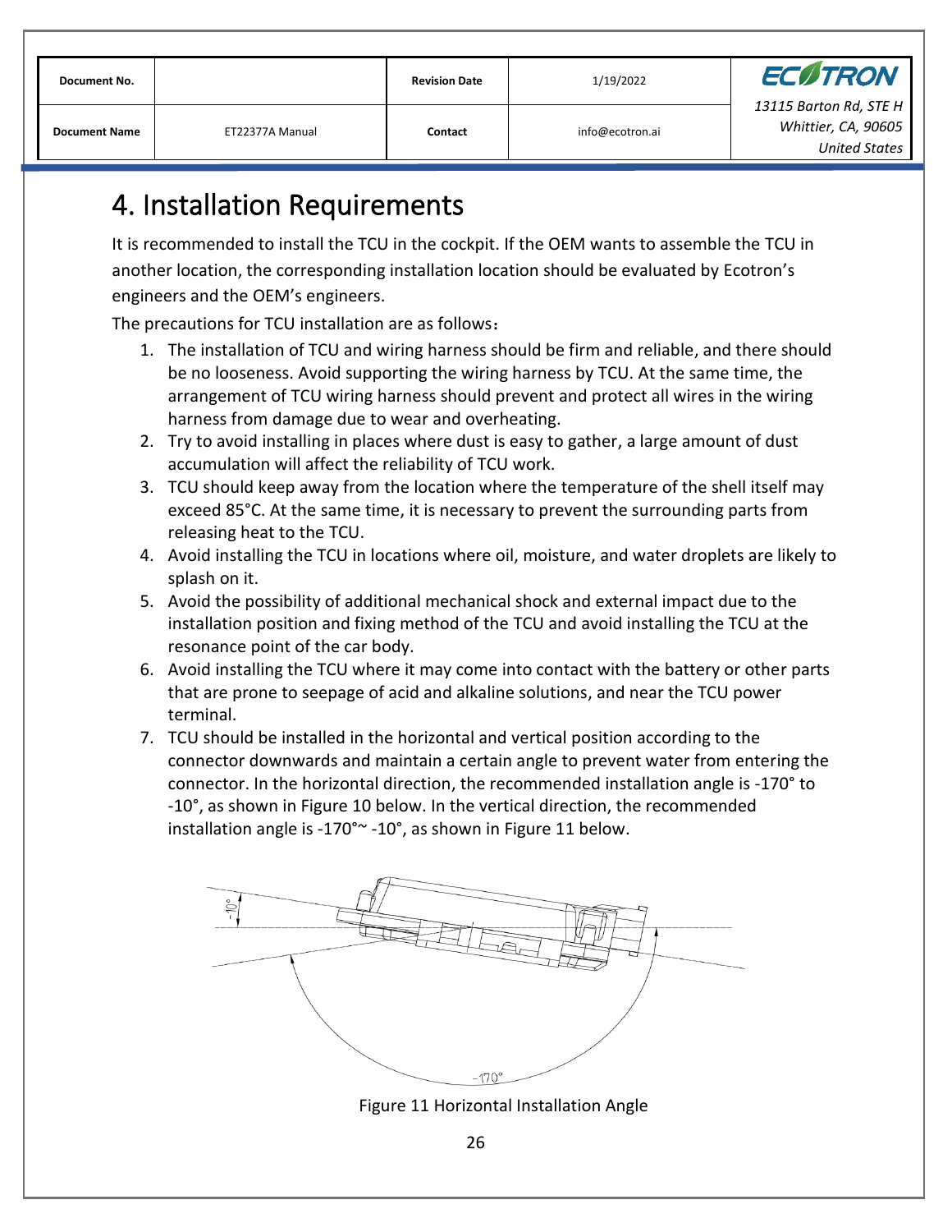# 4. Installation Requirements

It is recommended to install the TCU in the cockpit. If the OEM wants to assemble the TCU in another location, the corresponding installation location should be evaluated by Ecotron's engineers and the OEM's engineers.

The precautions for TCU installation are as follows：

1. The installation of TCU and wiring harness should be firm and reliable, and there should be no looseness. Avoid supporting the wiring harness by TCU. At the same time, the arrangement of TCU wiring harness should prevent and protect all wires in the wiring harness from damage due to wear and overheating.
2. Try to avoid installing in places where dust is easy to gather, a large amount of dust accumulation will affect the reliability of TCU work.
3. TCU should keep away from the location where the temperature of the shell itself may exceed 85°C. At the same time, it is necessary to prevent the surrounding parts from releasing heat to the TCU.
4. Avoid installing the TCU in locations where oil, moisture, and water droplets are likely to splash on it.
5. Avoid the possibility of additional mechanical shock and external impact due to the installation position and fixing method of the TCU and avoid installing the TCU at the resonance point of the car body.
6. Avoid installing the TCU where it may come into contact with the battery or other parts that are prone to seepage of acid and alkaline solutions, and near the TCU power terminal.
7. TCU should be installed in the horizontal and vertical position according to the connector downwards and maintain a certain angle to prevent water from entering the connector. In the horizontal direction, the recommended installation angle is -170° to -10°, as shown in Figure 10 below. In the vertical direction, the recommended installation angle is -170°~ -10°, as shown in Figure 11 below.

Figure 11 Horizontal Installation Angle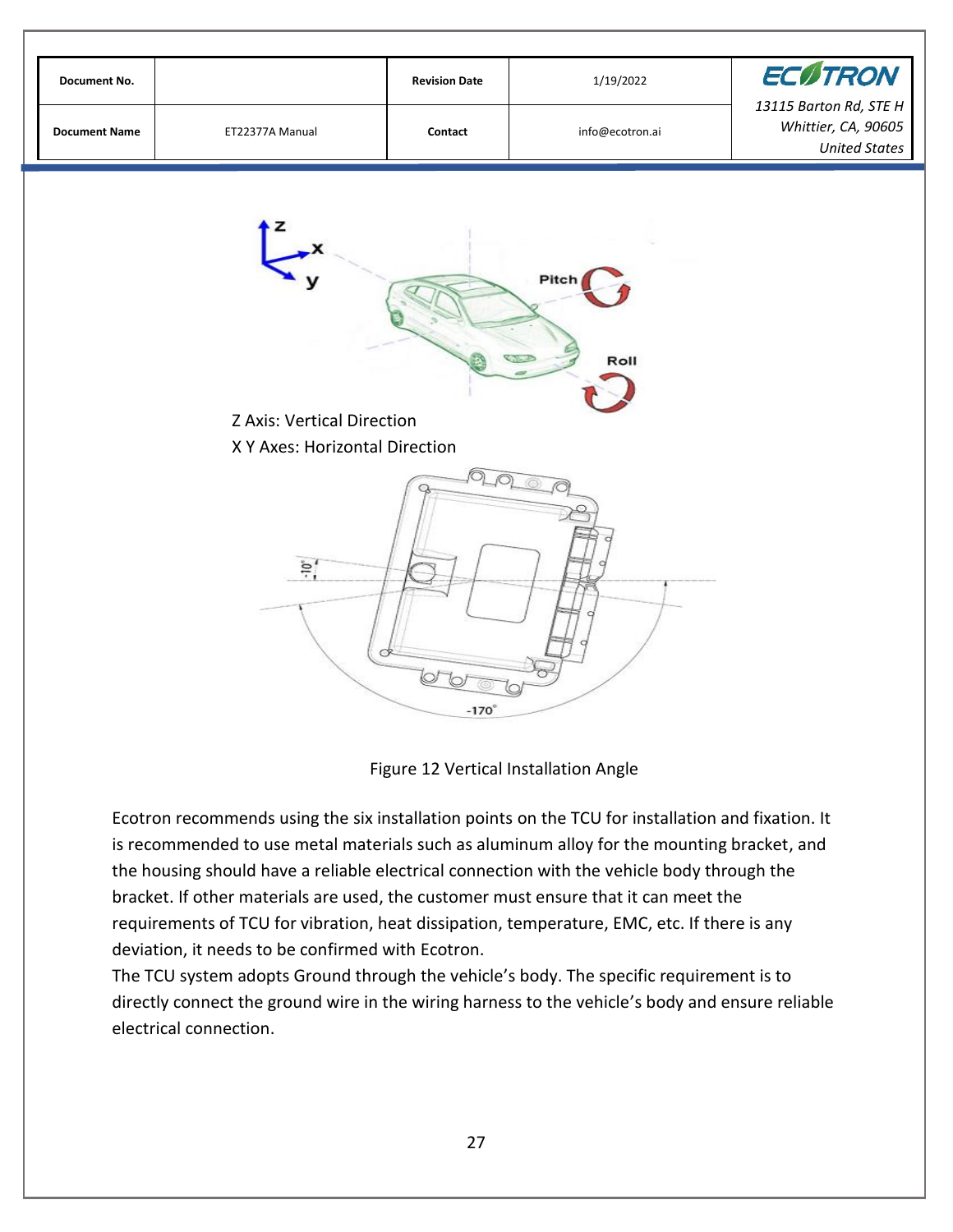Z Axis: Vertical Direction

X Y Axes: Horizontal Direction

Figure 12 Vertical Installation Angle

Ecotron recommends using the six installation points on the TCU for installation and fixation. It is recommended to use metal materials such as aluminum alloy for the mounting bracket, and the housing should have a reliable electrical connection with the vehicle body through the bracket. If other materials are used, the customer must ensure that it can meet the requirements of TCU for vibration, heat dissipation, temperature, EMC, etc. If there is any deviation, it needs to be confirmed with Ecotron.

The TCU system adopts Ground through the vehicle's body. The specific requirement is to directly connect the ground wire in the wiring harness to the vehicle's body and ensure reliable electrical connection.